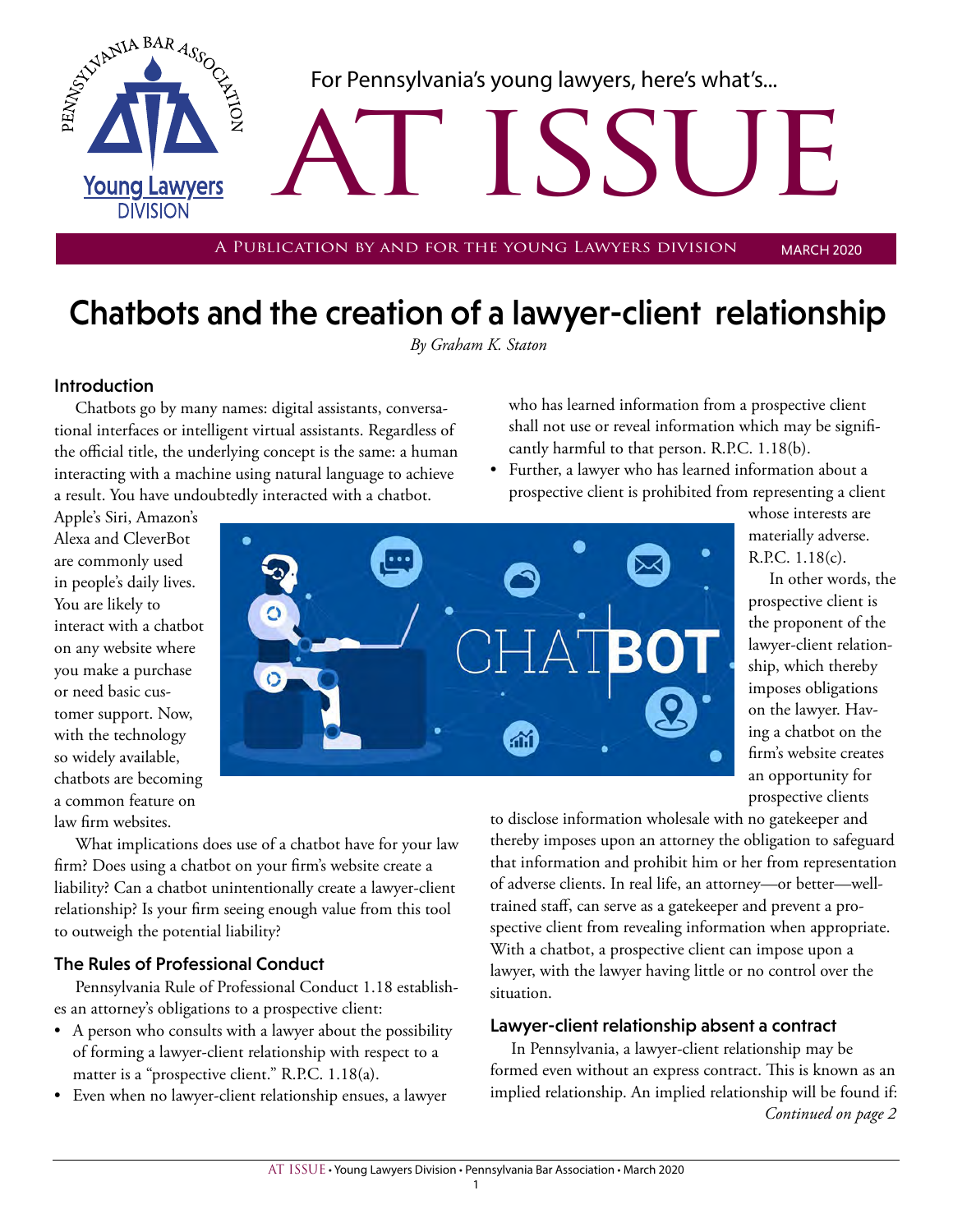For Pennsylvania's young lawyers, here's what's...

# AT ISSUE

A Publication by and for the Young Lawyers Division — MARCH 2020

# Chatbots and the creation of a lawyer-client relationship

*By Graham K. Staton*

## Introduction

Chatbots go by many names: digital assistants, conversational interfaces or intelligent virtual assistants. Regardless of the official title, the underlying concept is the same: a human interacting with a machine using natural language to achieve a result. You have undoubtedly interacted with a chatbot. Apple's Siri, Amazon's Alexa and CleverBot are commonly used in people's daily lives. You are likely to interact with a chatbot on any website where you make a purchase or need basic customer support. Now, with the technology so widely available, chatbots are becoming a common feature on law firm websites.

What implications does use of a chatbot have for your law firm? Does using a chatbot on your firm's website create a liability? Can a chatbot unintentionally create a lawyer-client relationship? Is your firm seeing enough value from this tool to outweigh the potential liability?

## The Rules of Professional Conduct

Pennsylvania Rule of Professional Conduct 1.18 establishes an attorney's obligations to a prospective client:

- A person who consults with a lawyer about the possibility of forming a lawyer-client relationship with respect to a matter is a "prospective client." R.P.C. 1.18(a).
- Even when no lawyer-client relationship ensues, a lawyer who has learned information from a prospective client shall not use or reveal information which may be significantly harmful to that person. R.P.C. 1.18(b).
- Further, a lawyer who has learned information about a prospective client is prohibited from representing a client whose interests are materially adverse. R.P.C. 1.18(c).

In other words, the prospective client is the proponent of the lawyer-client relationship, which thereby imposes obligations on the lawyer. Having a chatbot on the firm's website creates an opportunity for prospective clients to disclose information wholesale with no gatekeeper and thereby imposes upon an attorney the obligation to safeguard that information and prohibit him or her from representation of adverse clients. In real life, an attorney—or better—well-trained staff, can serve as a gatekeeper and prevent a prospective client from revealing information when appropriate. With a chatbot, a prospective client can impose upon a lawyer, with the lawyer having little or no control over the situation.

## Lawyer-client relationship absent a contract

In Pennsylvania, a lawyer-client relationship may be formed even without an express contract. This is known as an implied relationship. An implied relationship will be found if:

*Continued on page 2*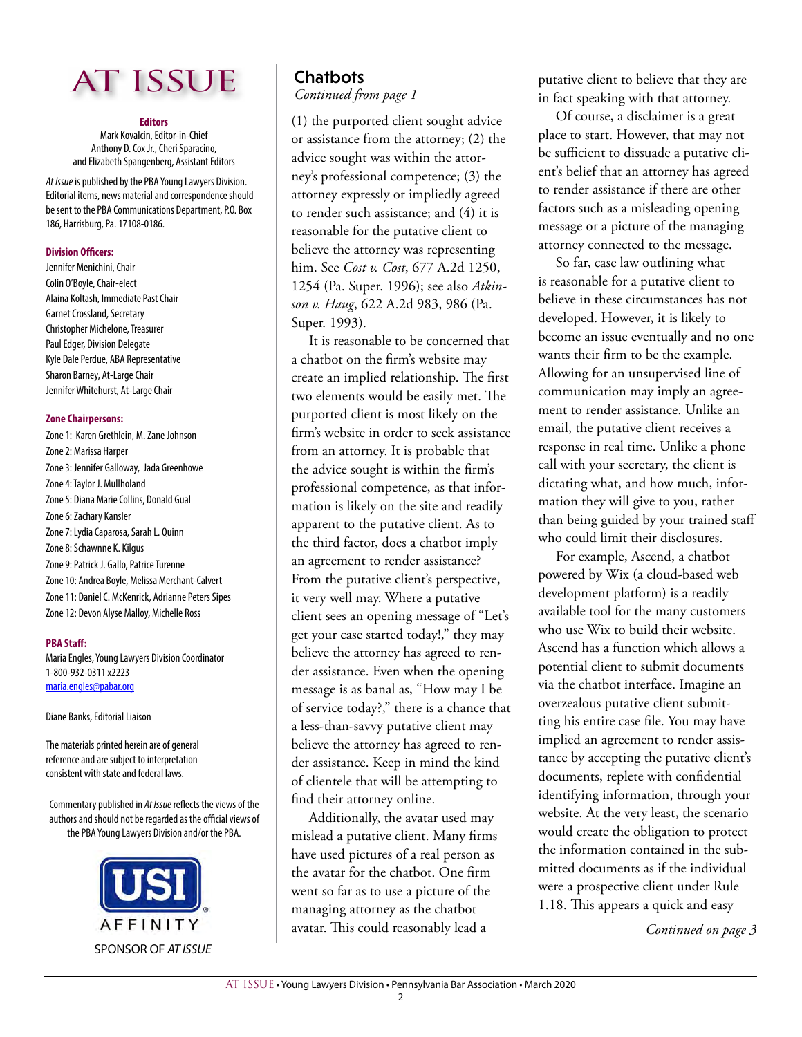# AT ISSUE

**Editors**
Mark Kovalcin, Editor-in-Chief
Anthony D. Cox Jr., Cheri Sparacino,
and Elizabeth Spangenberg, Assistant Editors

*At Issue* is published by the PBA Young Lawyers Division. Editorial items, news material and correspondence should be sent to the PBA Communications Department, P.O. Box 186, Harrisburg, Pa. 17108-0186.

**Division Officers:**
Jennifer Menichini, Chair
Colin O'Boyle, Chair-elect
Alaina Koltash, Immediate Past Chair
Garnet Crossland, Secretary
Christopher Michelone, Treasurer
Paul Edger, Division Delegate
Kyle Dale Perdue, ABA Representative
Sharon Barney, At-Large Chair
Jennifer Whitehurst, At-Large Chair

**Zone Chairpersons:**
Zone 1: Karen Grethlein, M. Zane Johnson
Zone 2: Marissa Harper
Zone 3: Jennifer Galloway, Jada Greenhowe
Zone 4: Taylor J. Mullholand
Zone 5: Diana Marie Collins, Donald Gual
Zone 6: Zachary Kansler
Zone 7: Lydia Caparosa, Sarah L. Quinn
Zone 8: Schawnne K. Kilgus
Zone 9: Patrick J. Gallo, Patrice Turenne
Zone 10: Andrea Boyle, Melissa Merchant-Calvert
Zone 11: Daniel C. McKenrick, Adrianne Peters Sipes
Zone 12: Devon Alyse Malloy, Michelle Ross

**PBA Staff:**
Maria Engles, Young Lawyers Division Coordinator
1-800-932-0311 x2223
maria.engles@pabar.org

Diane Banks, Editorial Liaison

The materials printed herein are of general reference and are subject to interpretation consistent with state and federal laws.

Commentary published in *At Issue* reflects the views of the authors and should not be regarded as the official views of the PBA Young Lawyers Division and/or the PBA.

USI AFFINITY
SPONSOR OF *AT ISSUE*

## Chatbots

*Continued from page 1*

(1) the purported client sought advice or assistance from the attorney; (2) the advice sought was within the attorney's professional competence; (3) the attorney expressly or impliedly agreed to render such assistance; and (4) it is reasonable for the putative client to believe the attorney was representing him. See *Cost v. Cost*, 677 A.2d 1250, 1254 (Pa. Super. 1996); see also *Atkinson v. Haug*, 622 A.2d 983, 986 (Pa. Super. 1993).

It is reasonable to be concerned that a chatbot on the firm's website may create an implied relationship. The first two elements would be easily met. The purported client is most likely on the firm's website in order to seek assistance from an attorney. It is probable that the advice sought is within the firm's professional competence, as that information is likely on the site and readily apparent to the putative client. As to the third factor, does a chatbot imply an agreement to render assistance? From the putative client's perspective, it very well may. Where a putative client sees an opening message of "Let's get your case started today!," they may believe the attorney has agreed to render assistance. Even when the opening message is as banal as, "How may I be of service today?," there is a chance that a less-than-savvy putative client may believe the attorney has agreed to render assistance. Keep in mind the kind of clientele that will be attempting to find their attorney online.

Additionally, the avatar used may mislead a putative client. Many firms have used pictures of a real person as the avatar for the chatbot. One firm went so far as to use a picture of the managing attorney as the chatbot avatar. This could reasonably lead a putative client to believe that they are in fact speaking with that attorney.

Of course, a disclaimer is a great place to start. However, that may not be sufficient to dissuade a putative client's belief that an attorney has agreed to render assistance if there are other factors such as a misleading opening message or a picture of the managing attorney connected to the message.

So far, case law outlining what is reasonable for a putative client to believe in these circumstances has not developed. However, it is likely to become an issue eventually and no one wants their firm to be the example. Allowing for an unsupervised line of communication may imply an agreement to render assistance. Unlike an email, the putative client receives a response in real time. Unlike a phone call with your secretary, the client is dictating what, and how much, information they will give to you, rather than being guided by your trained staff who could limit their disclosures.

For example, Ascend, a chatbot powered by Wix (a cloud-based web development platform) is a readily available tool for the many customers who use Wix to build their website. Ascend has a function which allows a potential client to submit documents via the chatbot interface. Imagine an overzealous putative client submitting his entire case file. You may have implied an agreement to render assistance by accepting the putative client's documents, replete with confidential identifying information, through your website. At the very least, the scenario would create the obligation to protect the information contained in the submitted documents as if the individual were a prospective client under Rule 1.18. This appears a quick and easy

*Continued on page 3*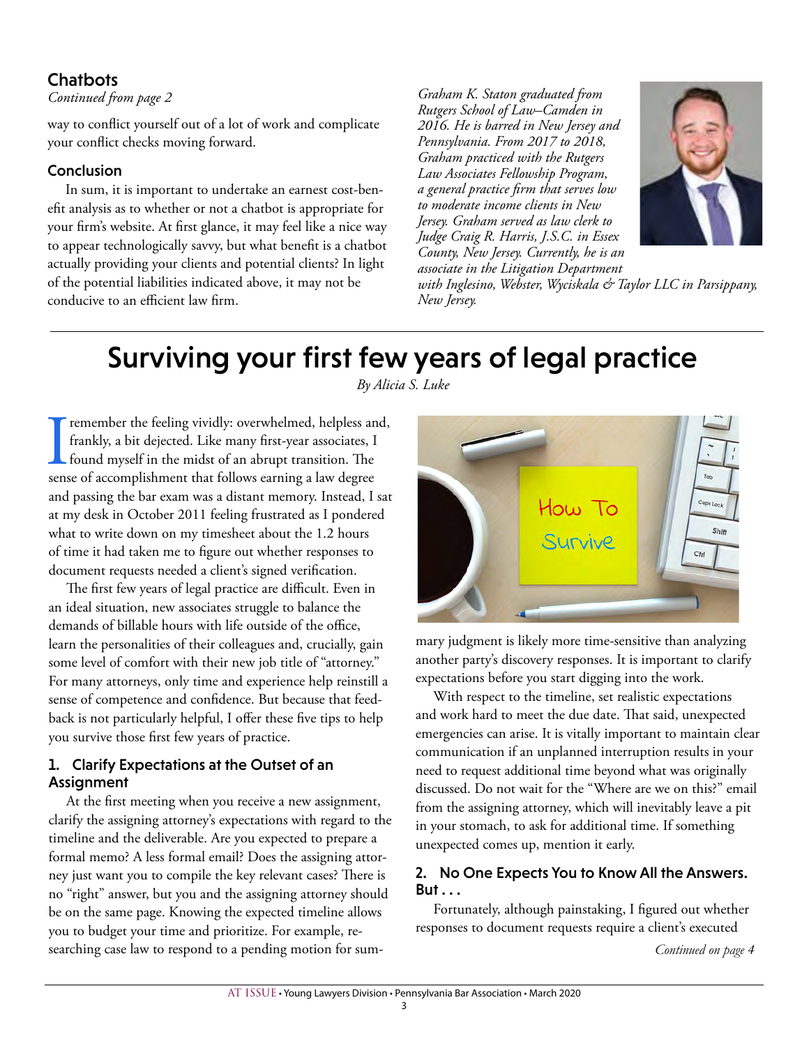## Chatbots

*Continued from page 2*

way to conflict yourself out of a lot of work and complicate your conflict checks moving forward.

### Conclusion

In sum, it is important to undertake an earnest cost-benefit analysis as to whether or not a chatbot is appropriate for your firm's website. At first glance, it may feel like a nice way to appear technologically savvy, but what benefit is a chatbot actually providing your clients and potential clients? In light of the potential liabilities indicated above, it may not be conducive to an efficient law firm.

*Graham K. Staton graduated from Rutgers School of Law–Camden in 2016. He is barred in New Jersey and Pennsylvania. From 2017 to 2018, Graham practiced with the Rutgers Law Associates Fellowship Program, a general practice firm that serves low to moderate income clients in New Jersey. Graham served as law clerk to Judge Craig R. Harris, J.S.C. in Essex County, New Jersey. Currently, he is an associate in the Litigation Department with Inglesino, Webster, Wyciskala & Taylor LLC in Parsippany, New Jersey.*

# Surviving your first few years of legal practice

*By Alicia S. Luke*

I remember the feeling vividly: overwhelmed, helpless and, frankly, a bit dejected. Like many first-year associates, I found myself in the midst of an abrupt transition. The sense of accomplishment that follows earning a law degree and passing the bar exam was a distant memory. Instead, I sat at my desk in October 2011 feeling frustrated as I pondered what to write down on my timesheet about the 1.2 hours of time it had taken me to figure out whether responses to document requests needed a client's signed verification.

The first few years of legal practice are difficult. Even in an ideal situation, new associates struggle to balance the demands of billable hours with life outside of the office, learn the personalities of their colleagues and, crucially, gain some level of comfort with their new job title of "attorney." For many attorneys, only time and experience help reinstill a sense of competence and confidence. But because that feedback is not particularly helpful, I offer these five tips to help you survive those first few years of practice.

### 1. Clarify Expectations at the Outset of an Assignment

At the first meeting when you receive a new assignment, clarify the assigning attorney's expectations with regard to the timeline and the deliverable. Are you expected to prepare a formal memo? A less formal email? Does the assigning attorney just want you to compile the key relevant cases? There is no "right" answer, but you and the assigning attorney should be on the same page. Knowing the expected timeline allows you to budget your time and prioritize. For example, researching case law to respond to a pending motion for summary judgment is likely more time-sensitive than analyzing another party's discovery responses. It is important to clarify expectations before you start digging into the work.

With respect to the timeline, set realistic expectations and work hard to meet the due date. That said, unexpected emergencies can arise. It is vitally important to maintain clear communication if an unplanned interruption results in your need to request additional time beyond what was originally discussed. Do not wait for the "Where are we on this?" email from the assigning attorney, which will inevitably leave a pit in your stomach, to ask for additional time. If something unexpected comes up, mention it early.

### 2. No One Expects You to Know All the Answers. But . . .

Fortunately, although painstaking, I figured out whether responses to document requests require a client's executed

*Continued on page 4*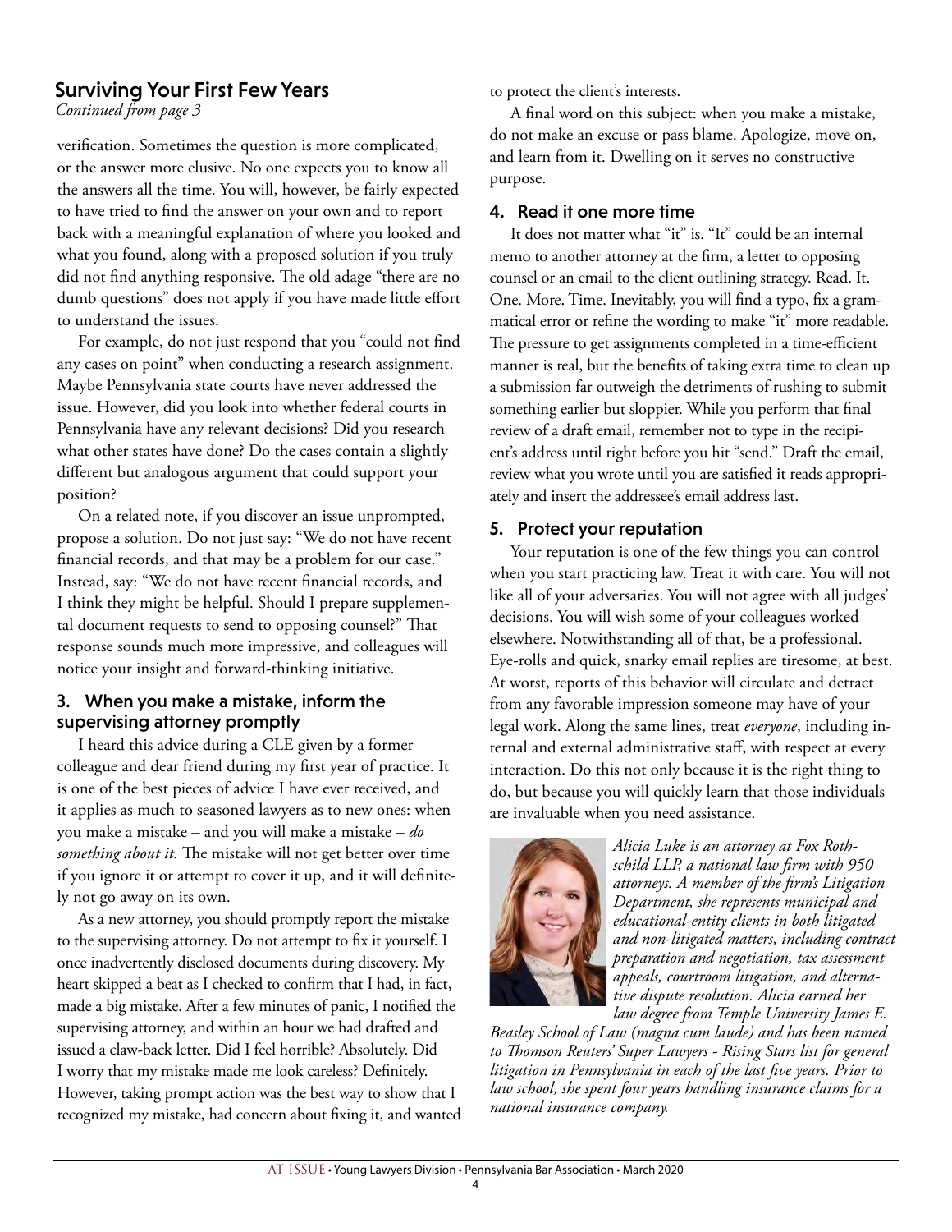## Surviving Your First Few Years

*Continued from page 3*

verification. Sometimes the question is more complicated, or the answer more elusive. No one expects you to know all the answers all the time. You will, however, be fairly expected to have tried to find the answer on your own and to report back with a meaningful explanation of where you looked and what you found, along with a proposed solution if you truly did not find anything responsive. The old adage "there are no dumb questions" does not apply if you have made little effort to understand the issues.

For example, do not just respond that you "could not find any cases on point" when conducting a research assignment. Maybe Pennsylvania state courts have never addressed the issue. However, did you look into whether federal courts in Pennsylvania have any relevant decisions? Did you research what other states have done? Do the cases contain a slightly different but analogous argument that could support your position?

On a related note, if you discover an issue unprompted, propose a solution. Do not just say: "We do not have recent financial records, and that may be a problem for our case." Instead, say: "We do not have recent financial records, and I think they might be helpful. Should I prepare supplemental document requests to send to opposing counsel?" That response sounds much more impressive, and colleagues will notice your insight and forward-thinking initiative.

### 3. When you make a mistake, inform the supervising attorney promptly

I heard this advice during a CLE given by a former colleague and dear friend during my first year of practice. It is one of the best pieces of advice I have ever received, and it applies as much to seasoned lawyers as to new ones: when you make a mistake – and you will make a mistake – *do something about it.* The mistake will not get better over time if you ignore it or attempt to cover it up, and it will definitely not go away on its own.

As a new attorney, you should promptly report the mistake to the supervising attorney. Do not attempt to fix it yourself. I once inadvertently disclosed documents during discovery. My heart skipped a beat as I checked to confirm that I had, in fact, made a big mistake. After a few minutes of panic, I notified the supervising attorney, and within an hour we had drafted and issued a claw-back letter. Did I feel horrible? Absolutely. Did I worry that my mistake made me look careless? Definitely. However, taking prompt action was the best way to show that I recognized my mistake, had concern about fixing it, and wanted to protect the client's interests.

A final word on this subject: when you make a mistake, do not make an excuse or pass blame. Apologize, move on, and learn from it. Dwelling on it serves no constructive purpose.

### 4. Read it one more time

It does not matter what "it" is. "It" could be an internal memo to another attorney at the firm, a letter to opposing counsel or an email to the client outlining strategy. Read. It. One. More. Time. Inevitably, you will find a typo, fix a grammatical error or refine the wording to make "it" more readable. The pressure to get assignments completed in a time-efficient manner is real, but the benefits of taking extra time to clean up a submission far outweigh the detriments of rushing to submit something earlier but sloppier. While you perform that final review of a draft email, remember not to type in the recipient's address until right before you hit "send." Draft the email, review what you wrote until you are satisfied it reads appropriately and insert the addressee's email address last.

### 5. Protect your reputation

Your reputation is one of the few things you can control when you start practicing law. Treat it with care. You will not like all of your adversaries. You will not agree with all judges' decisions. You will wish some of your colleagues worked elsewhere. Notwithstanding all of that, be a professional. Eye-rolls and quick, snarky email replies are tiresome, at best. At worst, reports of this behavior will circulate and detract from any favorable impression someone may have of your legal work. Along the same lines, treat *everyone*, including internal and external administrative staff, with respect at every interaction. Do this not only because it is the right thing to do, but because you will quickly learn that those individuals are invaluable when you need assistance.

*Alicia Luke is an attorney at Fox Rothschild LLP, a national law firm with 950 attorneys. A member of the firm's Litigation Department, she represents municipal and educational-entity clients in both litigated and non-litigated matters, including contract preparation and negotiation, tax assessment appeals, courtroom litigation, and alternative dispute resolution. Alicia earned her law degree from Temple University James E. Beasley School of Law (magna cum laude) and has been named to Thomson Reuters' Super Lawyers - Rising Stars list for general litigation in Pennsylvania in each of the last five years. Prior to law school, she spent four years handling insurance claims for a national insurance company.*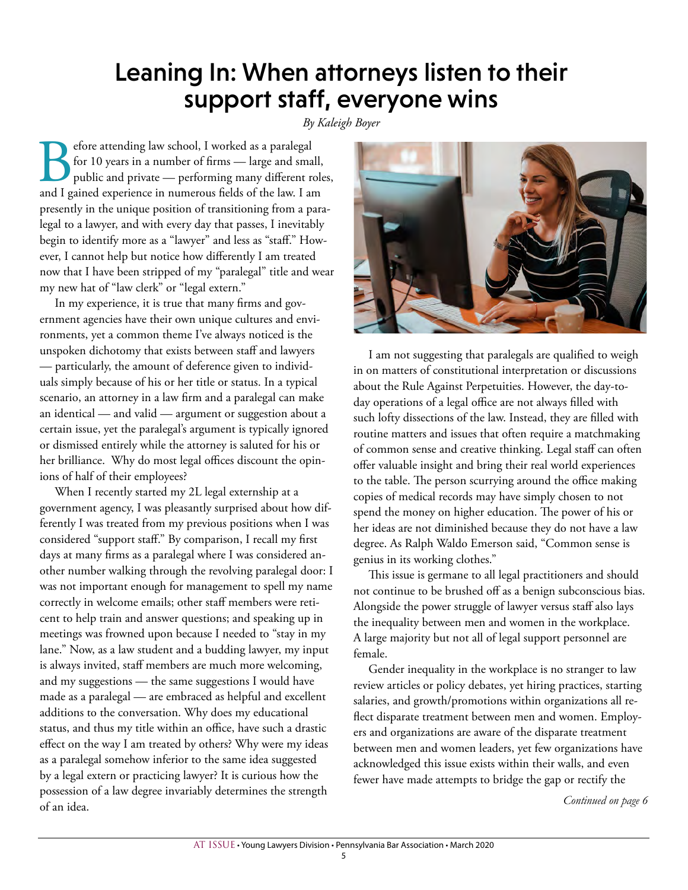# Leaning In: When attorneys listen to their support staff, everyone wins

*By Kaleigh Boyer*

Before attending law school, I worked as a paralegal for 10 years in a number of firms — large and small, public and private — performing many different roles, and I gained experience in numerous fields of the law. I am presently in the unique position of transitioning from a paralegal to a lawyer, and with every day that passes, I inevitably begin to identify more as a "lawyer" and less as "staff." However, I cannot help but notice how differently I am treated now that I have been stripped of my "paralegal" title and wear my new hat of "law clerk" or "legal extern."

In my experience, it is true that many firms and government agencies have their own unique cultures and environments, yet a common theme I've always noticed is the unspoken dichotomy that exists between staff and lawyers — particularly, the amount of deference given to individuals simply because of his or her title or status. In a typical scenario, an attorney in a law firm and a paralegal can make an identical — and valid — argument or suggestion about a certain issue, yet the paralegal's argument is typically ignored or dismissed entirely while the attorney is saluted for his or her brilliance. Why do most legal offices discount the opinions of half of their employees?

When I recently started my 2L legal externship at a government agency, I was pleasantly surprised about how differently I was treated from my previous positions when I was considered "support staff." By comparison, I recall my first days at many firms as a paralegal where I was considered another number walking through the revolving paralegal door: I was not important enough for management to spell my name correctly in welcome emails; other staff members were reticent to help train and answer questions; and speaking up in meetings was frowned upon because I needed to "stay in my lane." Now, as a law student and a budding lawyer, my input is always invited, staff members are much more welcoming, and my suggestions — the same suggestions I would have made as a paralegal — are embraced as helpful and excellent additions to the conversation. Why does my educational status, and thus my title within an office, have such a drastic effect on the way I am treated by others? Why were my ideas as a paralegal somehow inferior to the same idea suggested by a legal extern or practicing lawyer? It is curious how the possession of a law degree invariably determines the strength of an idea.

I am not suggesting that paralegals are qualified to weigh in on matters of constitutional interpretation or discussions about the Rule Against Perpetuities. However, the day-to-day operations of a legal office are not always filled with such lofty dissections of the law. Instead, they are filled with routine matters and issues that often require a matchmaking of common sense and creative thinking. Legal staff can often offer valuable insight and bring their real world experiences to the table. The person scurrying around the office making copies of medical records may have simply chosen to not spend the money on higher education. The power of his or her ideas are not diminished because they do not have a law degree. As Ralph Waldo Emerson said, "Common sense is genius in its working clothes."

This issue is germane to all legal practitioners and should not continue to be brushed off as a benign subconscious bias. Alongside the power struggle of lawyer versus staff also lays the inequality between men and women in the workplace. A large majority but not all of legal support personnel are female.

Gender inequality in the workplace is no stranger to law review articles or policy debates, yet hiring practices, starting salaries, and growth/promotions within organizations all reflect disparate treatment between men and women. Employers and organizations are aware of the disparate treatment between men and women leaders, yet few organizations have acknowledged this issue exists within their walls, and even fewer have made attempts to bridge the gap or rectify the

*Continued on page 6*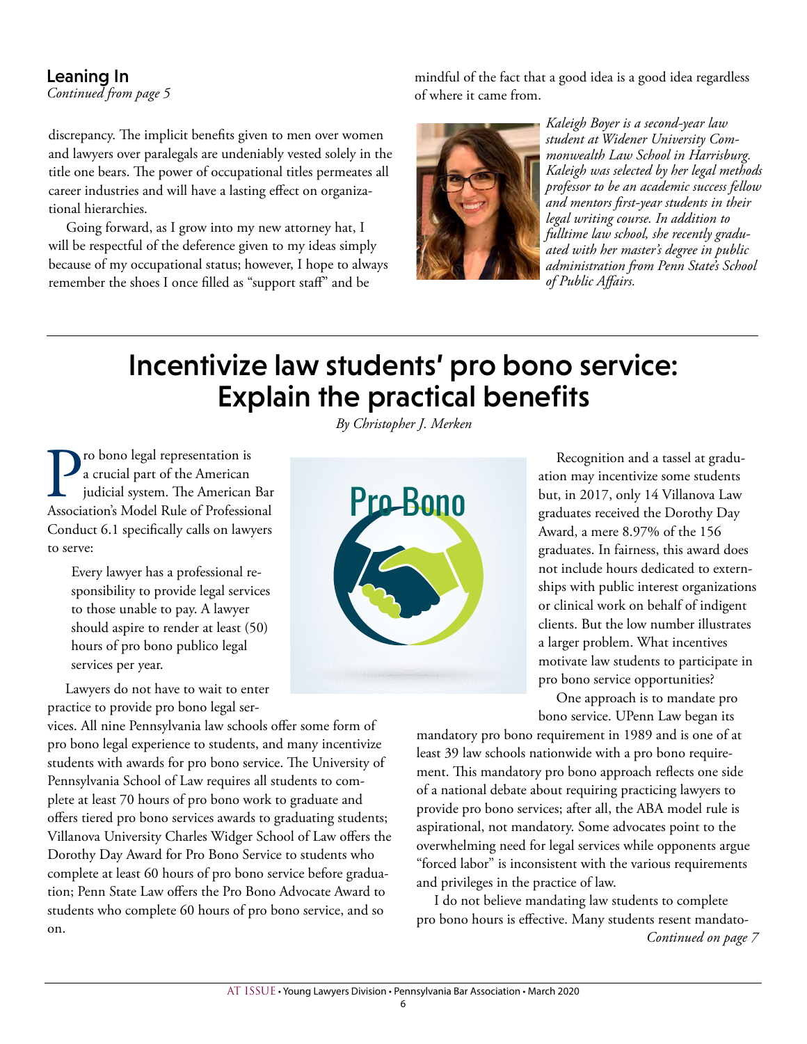## Leaning In

*Continued from page 5*

discrepancy. The implicit benefits given to men over women and lawyers over paralegals are undeniably vested solely in the title one bears. The power of occupational titles permeates all career industries and will have a lasting effect on organizational hierarchies.

Going forward, as I grow into my new attorney hat, I will be respectful of the deference given to my ideas simply because of my occupational status; however, I hope to always remember the shoes I once filled as "support staff" and be mindful of the fact that a good idea is a good idea regardless of where it came from.

*Kaleigh Boyer is a second-year law student at Widener University Commonwealth Law School in Harrisburg. Kaleigh was selected by her legal methods professor to be an academic success fellow and mentors first-year students in their legal writing course. In addition to fulltime law school, she recently graduated with her master's degree in public administration from Penn State's School of Public Affairs.*

# Incentivize law students' pro bono service: Explain the practical benefits

*By Christopher J. Merken*

Pro bono legal representation is a crucial part of the American judicial system. The American Bar Association's Model Rule of Professional Conduct 6.1 specifically calls on lawyers to serve:

> Every lawyer has a professional responsibility to provide legal services to those unable to pay. A lawyer should aspire to render at least (50) hours of pro bono publico legal services per year.

Lawyers do not have to wait to enter practice to provide pro bono legal services. All nine Pennsylvania law schools offer some form of pro bono legal experience to students, and many incentivize students with awards for pro bono service. The University of Pennsylvania School of Law requires all students to complete at least 70 hours of pro bono work to graduate and offers tiered pro bono services awards to graduating students; Villanova University Charles Widger School of Law offers the Dorothy Day Award for Pro Bono Service to students who complete at least 60 hours of pro bono service before graduation; Penn State Law offers the Pro Bono Advocate Award to students who complete 60 hours of pro bono service, and so on.

Recognition and a tassel at graduation may incentivize some students but, in 2017, only 14 Villanova Law graduates received the Dorothy Day Award, a mere 8.97% of the 156 graduates. In fairness, this award does not include hours dedicated to externships with public interest organizations or clinical work on behalf of indigent clients. But the low number illustrates a larger problem. What incentives motivate law students to participate in pro bono service opportunities?

One approach is to mandate pro bono service. UPenn Law began its mandatory pro bono requirement in 1989 and is one of at least 39 law schools nationwide with a pro bono requirement. This mandatory pro bono approach reflects one side of a national debate about requiring practicing lawyers to provide pro bono services; after all, the ABA model rule is aspirational, not mandatory. Some advocates point to the overwhelming need for legal services while opponents argue "forced labor" is inconsistent with the various requirements and privileges in the practice of law.

I do not believe mandating law students to complete pro bono hours is effective. Many students resent mandato-

*Continued on page 7*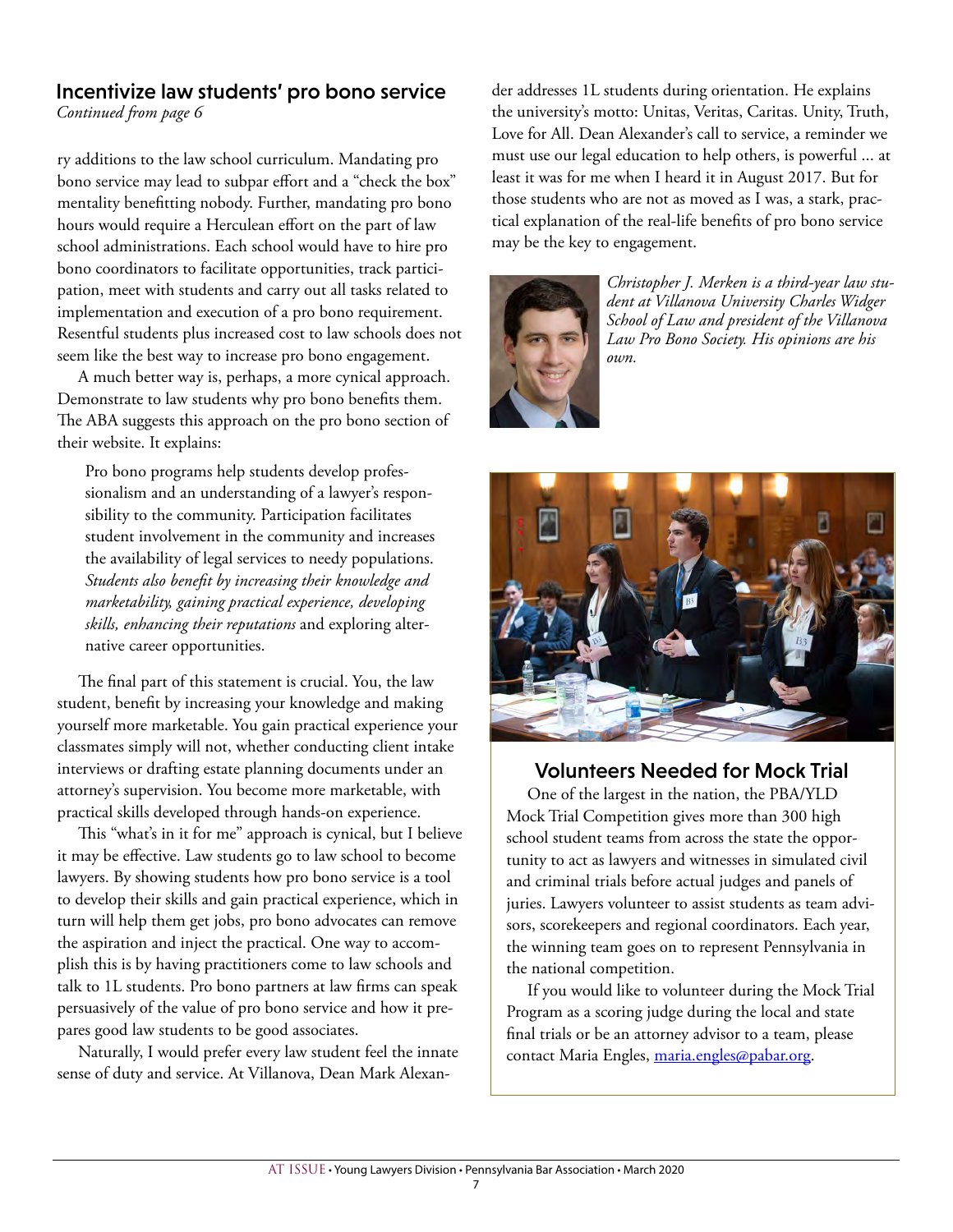## Incentivize law students' pro bono service

*Continued from page 6*

ry additions to the law school curriculum. Mandating pro bono service may lead to subpar effort and a "check the box" mentality benefitting nobody. Further, mandating pro bono hours would require a Herculean effort on the part of law school administrations. Each school would have to hire pro bono coordinators to facilitate opportunities, track participation, meet with students and carry out all tasks related to implementation and execution of a pro bono requirement. Resentful students plus increased cost to law schools does not seem like the best way to increase pro bono engagement.

A much better way is, perhaps, a more cynical approach. Demonstrate to law students why pro bono benefits them. The ABA suggests this approach on the pro bono section of their website. It explains:

> Pro bono programs help students develop professionalism and an understanding of a lawyer's responsibility to the community. Participation facilitates student involvement in the community and increases the availability of legal services to needy populations. *Students also benefit by increasing their knowledge and marketability, gaining practical experience, developing skills, enhancing their reputations* and exploring alternative career opportunities.

The final part of this statement is crucial. You, the law student, benefit by increasing your knowledge and making yourself more marketable. You gain practical experience your classmates simply will not, whether conducting client intake interviews or drafting estate planning documents under an attorney's supervision. You become more marketable, with practical skills developed through hands-on experience.

This "what's in it for me" approach is cynical, but I believe it may be effective. Law students go to law school to become lawyers. By showing students how pro bono service is a tool to develop their skills and gain practical experience, which in turn will help them get jobs, pro bono advocates can remove the aspiration and inject the practical. One way to accomplish this is by having practitioners come to law schools and talk to 1L students. Pro bono partners at law firms can speak persuasively of the value of pro bono service and how it prepares good law students to be good associates.

Naturally, I would prefer every law student feel the innate sense of duty and service. At Villanova, Dean Mark Alexander addresses 1L students during orientation. He explains the university's motto: Unitas, Veritas, Caritas. Unity, Truth, Love for All. Dean Alexander's call to service, a reminder we must use our legal education to help others, is powerful ... at least it was for me when I heard it in August 2017. But for those students who are not as moved as I was, a stark, practical explanation of the real-life benefits of pro bono service may be the key to engagement.

*Christopher J. Merken is a third-year law student at Villanova University Charles Widger School of Law and president of the Villanova Law Pro Bono Society. His opinions are his own.*

## Volunteers Needed for Mock Trial

One of the largest in the nation, the PBA/YLD Mock Trial Competition gives more than 300 high school student teams from across the state the opportunity to act as lawyers and witnesses in simulated civil and criminal trials before actual judges and panels of juries. Lawyers volunteer to assist students as team advisors, scorekeepers and regional coordinators. Each year, the winning team goes on to represent Pennsylvania in the national competition.

If you would like to volunteer during the Mock Trial Program as a scoring judge during the local and state final trials or be an attorney advisor to a team, please contact Maria Engles, maria.engles@pabar.org.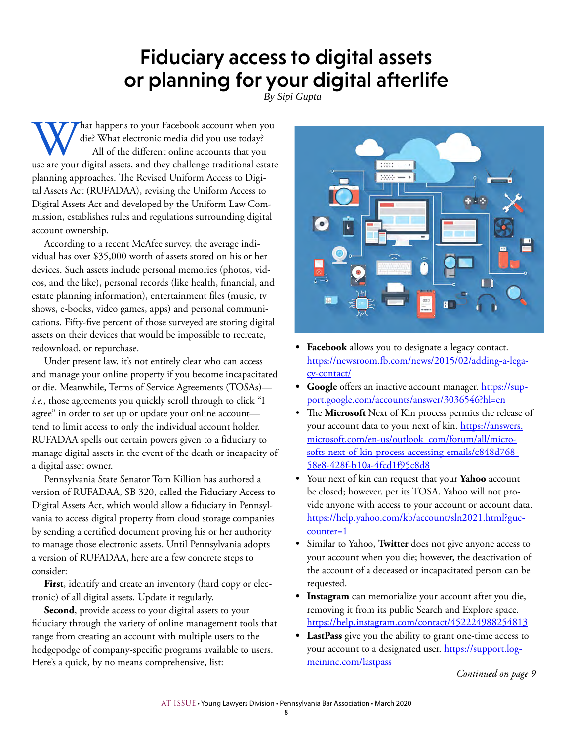# Fiduciary access to digital assets or planning for your digital afterlife

*By Sipi Gupta*

What happens to your Facebook account when you die? What electronic media did you use today? All of the different online accounts that you use are your digital assets, and they challenge traditional estate planning approaches. The Revised Uniform Access to Digital Assets Act (RUFADAA), revising the Uniform Access to Digital Assets Act and developed by the Uniform Law Commission, establishes rules and regulations surrounding digital account ownership.

According to a recent McAfee survey, the average individual has over $35,000 worth of assets stored on his or her devices. Such assets include personal memories (photos, videos, and the like), personal records (like health, financial, and estate planning information), entertainment files (music, tv shows, e-books, video games, apps) and personal communications. Fifty-five percent of those surveyed are storing digital assets on their devices that would be impossible to recreate, redownload, or repurchase.

Under present law, it's not entirely clear who can access and manage your online property if you become incapacitated or die. Meanwhile, Terms of Service Agreements (TOSAs)—*i.e.*, those agreements you quickly scroll through to click "I agree" in order to set up or update your online account—tend to limit access to only the individual account holder. RUFADAA spells out certain powers given to a fiduciary to manage digital assets in the event of the death or incapacity of a digital asset owner.

Pennsylvania State Senator Tom Killion has authored a version of RUFADAA, SB 320, called the Fiduciary Access to Digital Assets Act, which would allow a fiduciary in Pennsylvania to access digital property from cloud storage companies by sending a certified document proving his or her authority to manage those electronic assets. Until Pennsylvania adopts a version of RUFADAA, here are a few concrete steps to consider:

**First**, identify and create an inventory (hard copy or electronic) of all digital assets. Update it regularly.

**Second**, provide access to your digital assets to your fiduciary through the variety of online management tools that range from creating an account with multiple users to the hodgepodge of company-specific programs available to users. Here's a quick, by no means comprehensive, list:

- **Facebook** allows you to designate a legacy contact. https://newsroom.fb.com/news/2015/02/adding-a-legacy-contact/
- **Google** offers an inactive account manager. https://support.google.com/accounts/answer/3036546?hl=en
- The **Microsoft** Next of Kin process permits the release of your account data to your next of kin. https://answers.microsoft.com/en-us/outlook_com/forum/all/microsofts-next-of-kin-process-accessing-emails/c848d768-58e8-428f-b10a-4fcd1f95c8d8
- Your next of kin can request that your **Yahoo** account be closed; however, per its TOSA, Yahoo will not provide anyone with access to your account or account data. https://help.yahoo.com/kb/account/sln2021.html?guccounter=1
- Similar to Yahoo, **Twitter** does not give anyone access to your account when you die; however, the deactivation of the account of a deceased or incapacitated person can be requested.
- **Instagram** can memorialize your account after you die, removing it from its public Search and Explore space. https://help.instagram.com/contact/452224988254813
- **LastPass** give you the ability to grant one-time access to your account to a designated user. https://support.logmeininc.com/lastpass

*Continued on page 9*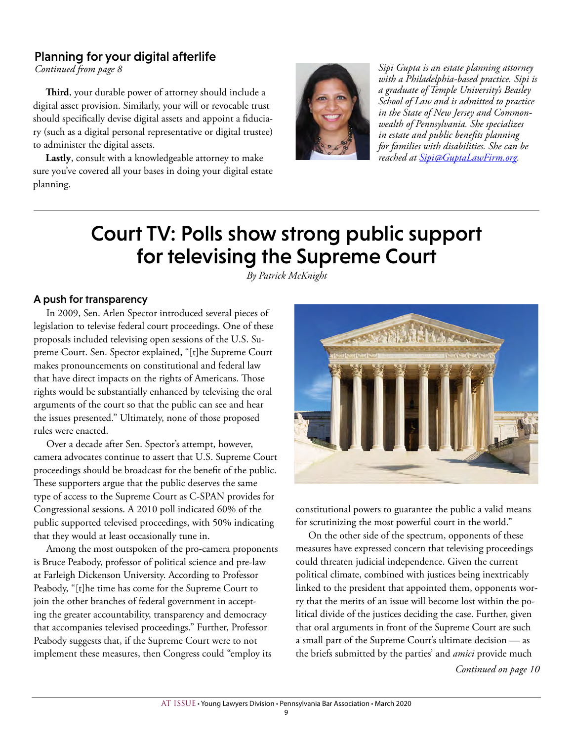## Planning for your digital afterlife

*Continued from page 8*

**Third**, your durable power of attorney should include a digital asset provision. Similarly, your will or revocable trust should specifically devise digital assets and appoint a fiduciary (such as a digital personal representative or digital trustee) to administer the digital assets.

**Lastly**, consult with a knowledgeable attorney to make sure you've covered all your bases in doing your digital estate planning.

*Sipi Gupta is an estate planning attorney with a Philadelphia-based practice. Sipi is a graduate of Temple University's Beasley School of Law and is admitted to practice in the State of New Jersey and Commonwealth of Pennsylvania. She specializes in estate and public benefits planning for families with disabilities. She can be reached at [Sipi@GuptaLawFirm.org](mailto:Sipi@GuptaLawFirm.org).*

---

# Court TV: Polls show strong public support for televising the Supreme Court

*By Patrick McKnight*

### A push for transparency

In 2009, Sen. Arlen Spector introduced several pieces of legislation to televise federal court proceedings. One of these proposals included televising open sessions of the U.S. Supreme Court. Sen. Spector explained, "[t]he Supreme Court makes pronouncements on constitutional and federal law that have direct impacts on the rights of Americans. Those rights would be substantially enhanced by televising the oral arguments of the court so that the public can see and hear the issues presented." Ultimately, none of those proposed rules were enacted.

Over a decade after Sen. Spector's attempt, however, camera advocates continue to assert that U.S. Supreme Court proceedings should be broadcast for the benefit of the public. These supporters argue that the public deserves the same type of access to the Supreme Court as C-SPAN provides for Congressional sessions. A 2010 poll indicated 60% of the public supported televised proceedings, with 50% indicating that they would at least occasionally tune in.

Among the most outspoken of the pro-camera proponents is Bruce Peabody, professor of political science and pre-law at Farleigh Dickenson University. According to Professor Peabody, "[t]he time has come for the Supreme Court to join the other branches of federal government in accepting the greater accountability, transparency and democracy that accompanies televised proceedings." Further, Professor Peabody suggests that, if the Supreme Court were to not implement these measures, then Congress could "employ its constitutional powers to guarantee the public a valid means for scrutinizing the most powerful court in the world."

On the other side of the spectrum, opponents of these measures have expressed concern that televising proceedings could threaten judicial independence. Given the current political climate, combined with justices being inextricably linked to the president that appointed them, opponents worry that the merits of an issue will become lost within the political divide of the justices deciding the case. Further, given that oral arguments in front of the Supreme Court are such a small part of the Supreme Court's ultimate decision — as the briefs submitted by the parties' and *amici* provide much

*Continued on page 10*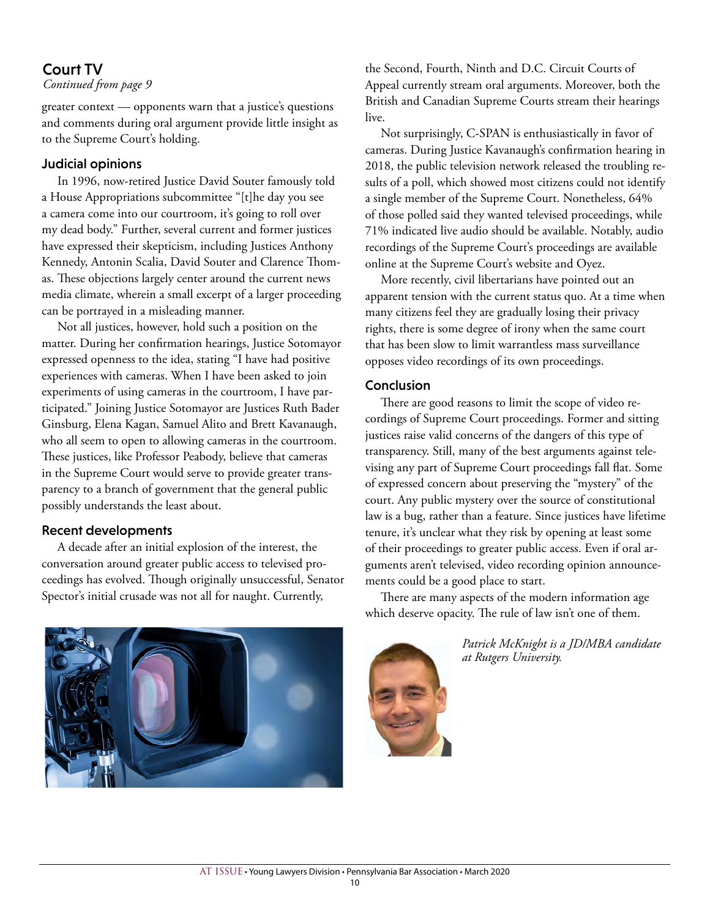## Court TV

*Continued from page 9*

greater context — opponents warn that a justice's questions and comments during oral argument provide little insight as to the Supreme Court's holding.

### Judicial opinions

In 1996, now-retired Justice David Souter famously told a House Appropriations subcommittee "[t]he day you see a camera come into our courtroom, it's going to roll over my dead body." Further, several current and former justices have expressed their skepticism, including Justices Anthony Kennedy, Antonin Scalia, David Souter and Clarence Thomas. These objections largely center around the current news media climate, wherein a small excerpt of a larger proceeding can be portrayed in a misleading manner.

Not all justices, however, hold such a position on the matter. During her confirmation hearings, Justice Sotomayor expressed openness to the idea, stating "I have had positive experiences with cameras. When I have been asked to join experiments of using cameras in the courtroom, I have participated." Joining Justice Sotomayor are Justices Ruth Bader Ginsburg, Elena Kagan, Samuel Alito and Brett Kavanaugh, who all seem to open to allowing cameras in the courtroom. These justices, like Professor Peabody, believe that cameras in the Supreme Court would serve to provide greater transparency to a branch of government that the general public possibly understands the least about.

### Recent developments

A decade after an initial explosion of the interest, the conversation around greater public access to televised proceedings has evolved. Though originally unsuccessful, Senator Spector's initial crusade was not all for naught. Currently, the Second, Fourth, Ninth and D.C. Circuit Courts of Appeal currently stream oral arguments. Moreover, both the British and Canadian Supreme Courts stream their hearings live.

Not surprisingly, C-SPAN is enthusiastically in favor of cameras. During Justice Kavanaugh's confirmation hearing in 2018, the public television network released the troubling results of a poll, which showed most citizens could not identify a single member of the Supreme Court. Nonetheless, 64% of those polled said they wanted televised proceedings, while 71% indicated live audio should be available. Notably, audio recordings of the Supreme Court's proceedings are available online at the Supreme Court's website and Oyez.

More recently, civil libertarians have pointed out an apparent tension with the current status quo. At a time when many citizens feel they are gradually losing their privacy rights, there is some degree of irony when the same court that has been slow to limit warrantless mass surveillance opposes video recordings of its own proceedings.

### Conclusion

There are good reasons to limit the scope of video recordings of Supreme Court proceedings. Former and sitting justices raise valid concerns of the dangers of this type of transparency. Still, many of the best arguments against televising any part of Supreme Court proceedings fall flat. Some of expressed concern about preserving the "mystery" of the court. Any public mystery over the source of constitutional law is a bug, rather than a feature. Since justices have lifetime tenure, it's unclear what they risk by opening at least some of their proceedings to greater public access. Even if oral arguments aren't televised, video recording opinion announcements could be a good place to start.

There are many aspects of the modern information age which deserve opacity. The rule of law isn't one of them.

*Patrick McKnight is a JD/MBA candidate at Rutgers University.*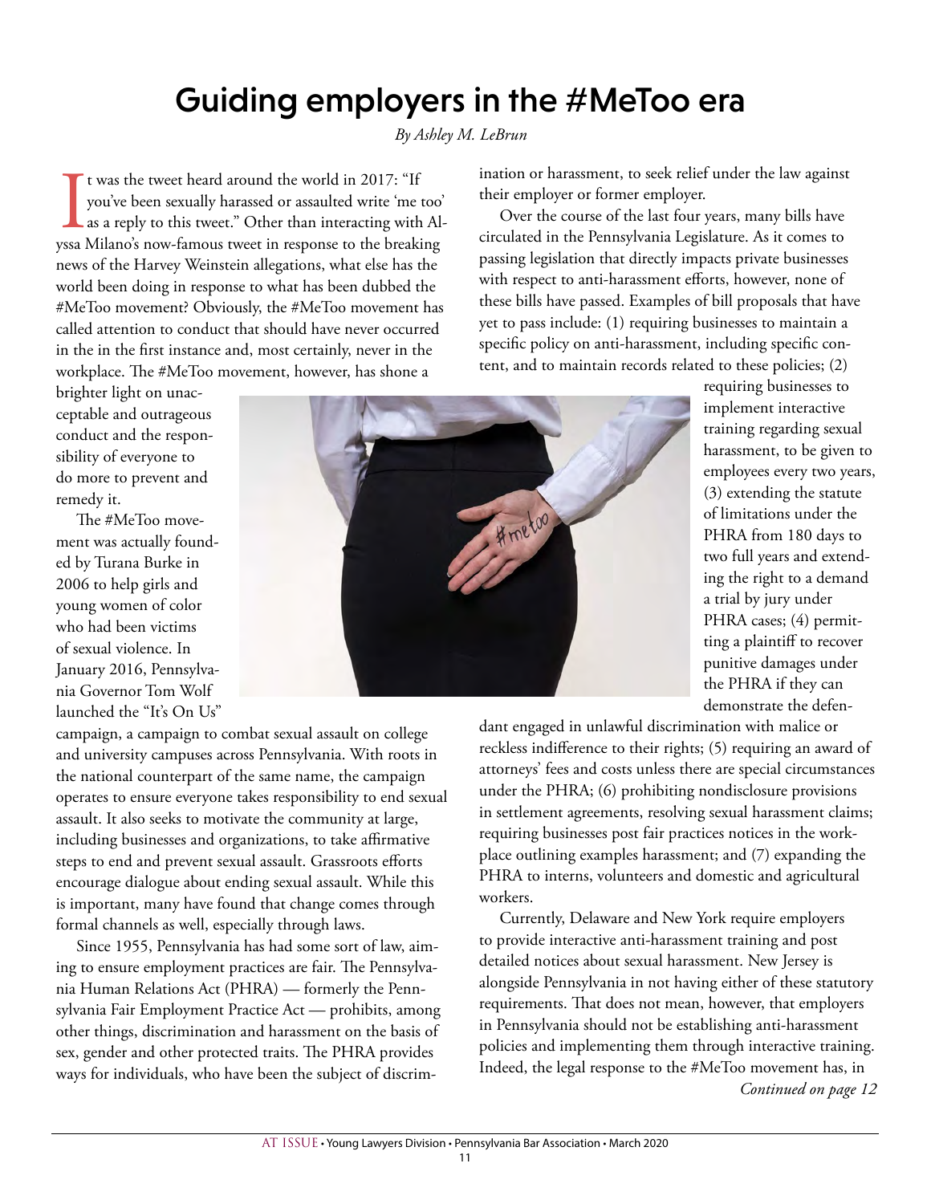# Guiding employers in the #MeToo era

*By Ashley M. LeBrun*

It was the tweet heard around the world in 2017: "If you've been sexually harassed or assaulted write 'me too' as a reply to this tweet." Other than interacting with Alyssa Milano's now-famous tweet in response to the breaking news of the Harvey Weinstein allegations, what else has the world been doing in response to what has been dubbed the #MeToo movement? Obviously, the #MeToo movement has called attention to conduct that should have never occurred in the in the first instance and, most certainly, never in the workplace. The #MeToo movement, however, has shone a brighter light on unacceptable and outrageous conduct and the responsibility of everyone to do more to prevent and remedy it.

The #MeToo movement was actually founded by Turana Burke in 2006 to help girls and young women of color who had been victims of sexual violence. In January 2016, Pennsylvania Governor Tom Wolf launched the "It's On Us" campaign, a campaign to combat sexual assault on college and university campuses across Pennsylvania. With roots in the national counterpart of the same name, the campaign operates to ensure everyone takes responsibility to end sexual assault. It also seeks to motivate the community at large, including businesses and organizations, to take affirmative steps to end and prevent sexual assault. Grassroots efforts encourage dialogue about ending sexual assault. While this is important, many have found that change comes through formal channels as well, especially through laws.

Since 1955, Pennsylvania has had some sort of law, aiming to ensure employment practices are fair. The Pennsylvania Human Relations Act (PHRA) — formerly the Pennsylvania Fair Employment Practice Act — prohibits, among other things, discrimination and harassment on the basis of sex, gender and other protected traits. The PHRA provides ways for individuals, who have been the subject of discrimination or harassment, to seek relief under the law against their employer or former employer.

Over the course of the last four years, many bills have circulated in the Pennsylvania Legislature. As it comes to passing legislation that directly impacts private businesses with respect to anti-harassment efforts, however, none of these bills have passed. Examples of bill proposals that have yet to pass include: (1) requiring businesses to maintain a specific policy on anti-harassment, including specific content, and to maintain records related to these policies; (2) requiring businesses to implement interactive training regarding sexual harassment, to be given to employees every two years, (3) extending the statute of limitations under the PHRA from 180 days to two full years and extending the right to a demand a trial by jury under PHRA cases; (4) permitting a plaintiff to recover punitive damages under the PHRA if they can demonstrate the defendant engaged in unlawful discrimination with malice or reckless indifference to their rights; (5) requiring an award of attorneys' fees and costs unless there are special circumstances under the PHRA; (6) prohibiting nondisclosure provisions in settlement agreements, resolving sexual harassment claims; requiring businesses post fair practices notices in the workplace outlining examples harassment; and (7) expanding the PHRA to interns, volunteers and domestic and agricultural workers.

Currently, Delaware and New York require employers to provide interactive anti-harassment training and post detailed notices about sexual harassment. New Jersey is alongside Pennsylvania in not having either of these statutory requirements. That does not mean, however, that employers in Pennsylvania should not be establishing anti-harassment policies and implementing them through interactive training. Indeed, the legal response to the #MeToo movement has, in

*Continued on page 12*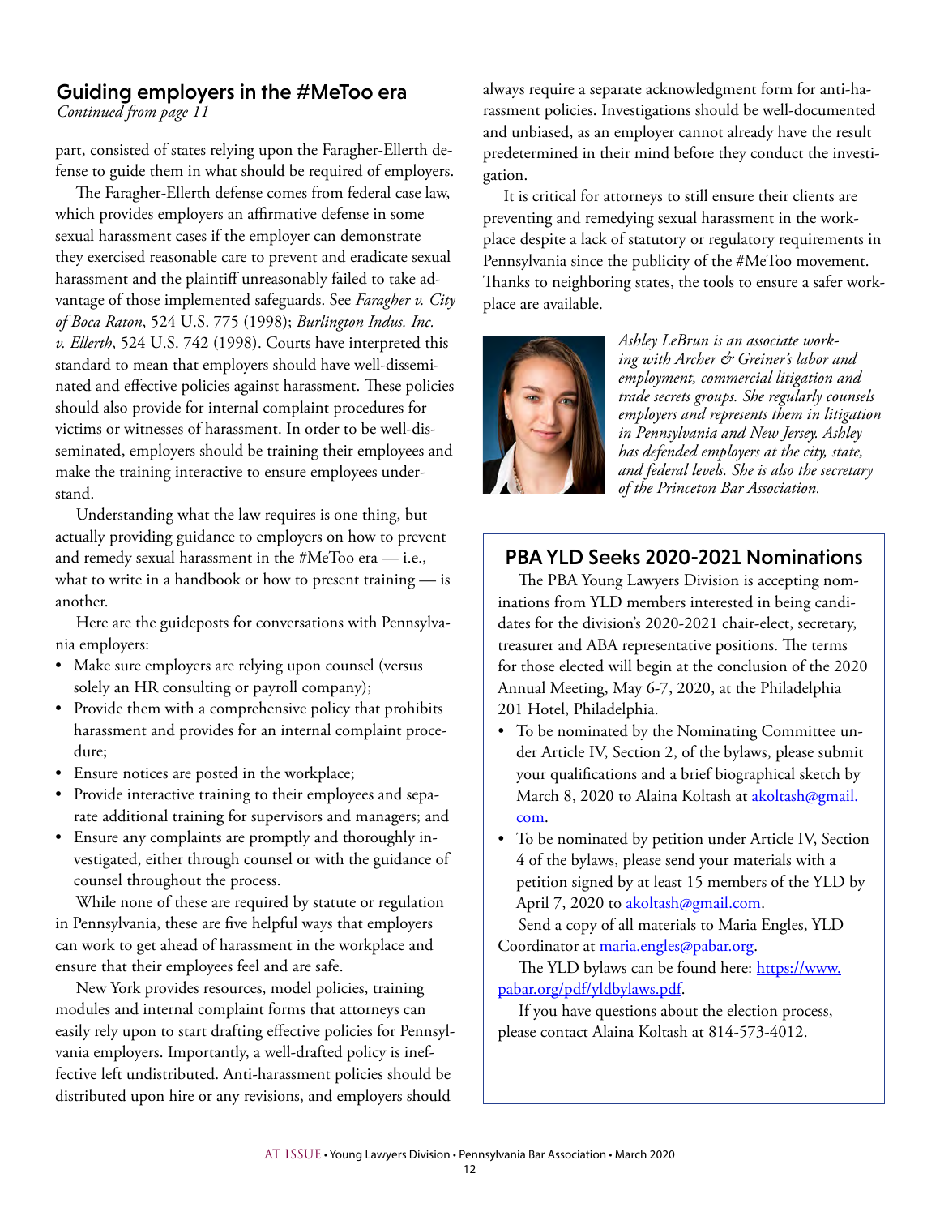## Guiding employers in the #MeToo era

*Continued from page 11*

part, consisted of states relying upon the Faragher-Ellerth defense to guide them in what should be required of employers.

The Faragher-Ellerth defense comes from federal case law, which provides employers an affirmative defense in some sexual harassment cases if the employer can demonstrate they exercised reasonable care to prevent and eradicate sexual harassment and the plaintiff unreasonably failed to take advantage of those implemented safeguards. See *Faragher v. City of Boca Raton*, 524 U.S. 775 (1998); *Burlington Indus. Inc. v. Ellerth*, 524 U.S. 742 (1998). Courts have interpreted this standard to mean that employers should have well-disseminated and effective policies against harassment. These policies should also provide for internal complaint procedures for victims or witnesses of harassment. In order to be well-disseminated, employers should be training their employees and make the training interactive to ensure employees understand.

Understanding what the law requires is one thing, but actually providing guidance to employers on how to prevent and remedy sexual harassment in the #MeToo era — i.e., what to write in a handbook or how to present training — is another.

Here are the guideposts for conversations with Pennsylvania employers:

- Make sure employers are relying upon counsel (versus solely an HR consulting or payroll company);
- Provide them with a comprehensive policy that prohibits harassment and provides for an internal complaint procedure;
- Ensure notices are posted in the workplace;
- Provide interactive training to their employees and separate additional training for supervisors and managers; and
- Ensure any complaints are promptly and thoroughly investigated, either through counsel or with the guidance of counsel throughout the process.

While none of these are required by statute or regulation in Pennsylvania, these are five helpful ways that employers can work to get ahead of harassment in the workplace and ensure that their employees feel and are safe.

New York provides resources, model policies, training modules and internal complaint forms that attorneys can easily rely upon to start drafting effective policies for Pennsylvania employers. Importantly, a well-drafted policy is ineffective left undistributed. Anti-harassment policies should be distributed upon hire or any revisions, and employers should always require a separate acknowledgment form for anti-harassment policies. Investigations should be well-documented and unbiased, as an employer cannot already have the result predetermined in their mind before they conduct the investigation.

It is critical for attorneys to still ensure their clients are preventing and remedying sexual harassment in the workplace despite a lack of statutory or regulatory requirements in Pennsylvania since the publicity of the #MeToo movement. Thanks to neighboring states, the tools to ensure a safer workplace are available.

*Ashley LeBrun is an associate working with Archer & Greiner's labor and employment, commercial litigation and trade secrets groups. She regularly counsels employers and represents them in litigation in Pennsylvania and New Jersey. Ashley has defended employers at the city, state, and federal levels. She is also the secretary of the Princeton Bar Association.*

## PBA YLD Seeks 2020-2021 Nominations

The PBA Young Lawyers Division is accepting nominations from YLD members interested in being candidates for the division's 2020-2021 chair-elect, secretary, treasurer and ABA representative positions. The terms for those elected will begin at the conclusion of the 2020 Annual Meeting, May 6-7, 2020, at the Philadelphia 201 Hotel, Philadelphia.

- To be nominated by the Nominating Committee under Article IV, Section 2, of the bylaws, please submit your qualifications and a brief biographical sketch by March 8, 2020 to Alaina Koltash at akoltash@gmail.com.
- To be nominated by petition under Article IV, Section 4 of the bylaws, please send your materials with a petition signed by at least 15 members of the YLD by April 7, 2020 to akoltash@gmail.com.

Send a copy of all materials to Maria Engles, YLD Coordinator at maria.engles@pabar.org.

The YLD bylaws can be found here: https://www.pabar.org/pdf/yldbylaws.pdf.

If you have questions about the election process, please contact Alaina Koltash at 814-573-4012.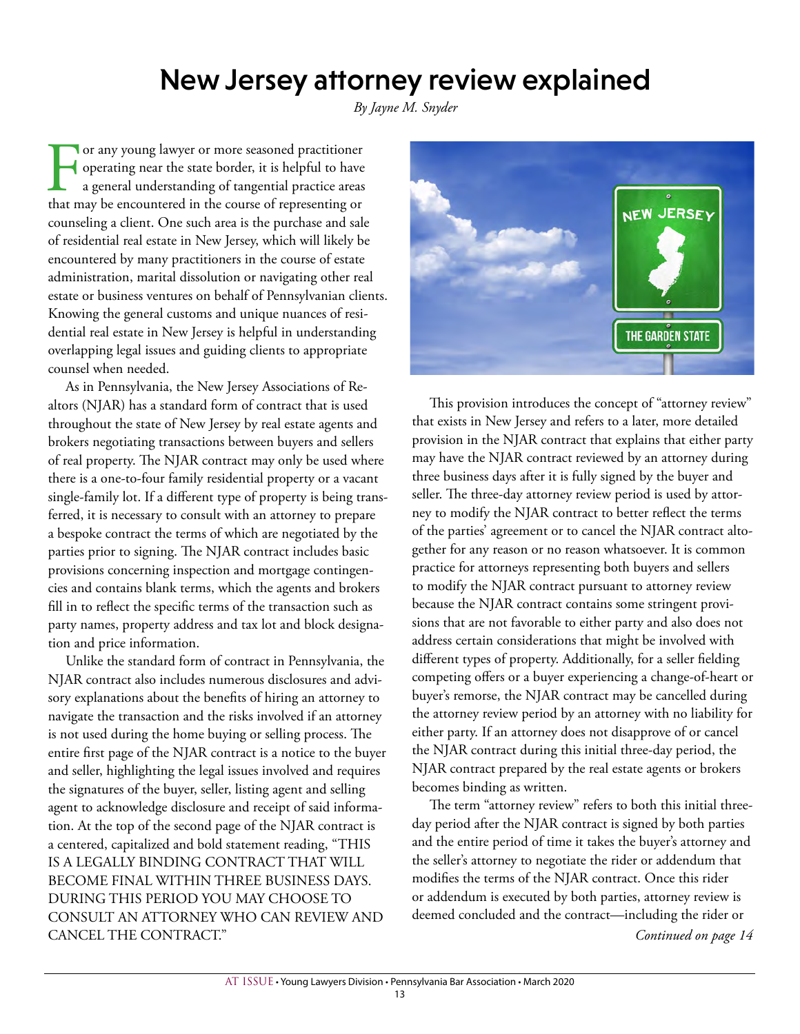# New Jersey attorney review explained

*By Jayne M. Snyder*

For any young lawyer or more seasoned practitioner operating near the state border, it is helpful to have a general understanding of tangential practice areas that may be encountered in the course of representing or counseling a client. One such area is the purchase and sale of residential real estate in New Jersey, which will likely be encountered by many practitioners in the course of estate administration, marital dissolution or navigating other real estate or business ventures on behalf of Pennsylvanian clients. Knowing the general customs and unique nuances of residential real estate in New Jersey is helpful in understanding overlapping legal issues and guiding clients to appropriate counsel when needed.

As in Pennsylvania, the New Jersey Associations of Realtors (NJAR) has a standard form of contract that is used throughout the state of New Jersey by real estate agents and brokers negotiating transactions between buyers and sellers of real property. The NJAR contract may only be used where there is a one-to-four family residential property or a vacant single-family lot. If a different type of property is being transferred, it is necessary to consult with an attorney to prepare a bespoke contract the terms of which are negotiated by the parties prior to signing. The NJAR contract includes basic provisions concerning inspection and mortgage contingencies and contains blank terms, which the agents and brokers fill in to reflect the specific terms of the transaction such as party names, property address and tax lot and block designation and price information.

Unlike the standard form of contract in Pennsylvania, the NJAR contract also includes numerous disclosures and advisory explanations about the benefits of hiring an attorney to navigate the transaction and the risks involved if an attorney is not used during the home buying or selling process. The entire first page of the NJAR contract is a notice to the buyer and seller, highlighting the legal issues involved and requires the signatures of the buyer, seller, listing agent and selling agent to acknowledge disclosure and receipt of said information. At the top of the second page of the NJAR contract is a centered, capitalized and bold statement reading, "THIS IS A LEGALLY BINDING CONTRACT THAT WILL BECOME FINAL WITHIN THREE BUSINESS DAYS. DURING THIS PERIOD YOU MAY CHOOSE TO CONSULT AN ATTORNEY WHO CAN REVIEW AND CANCEL THE CONTRACT."

This provision introduces the concept of "attorney review" that exists in New Jersey and refers to a later, more detailed provision in the NJAR contract that explains that either party may have the NJAR contract reviewed by an attorney during three business days after it is fully signed by the buyer and seller. The three-day attorney review period is used by attorney to modify the NJAR contract to better reflect the terms of the parties' agreement or to cancel the NJAR contract altogether for any reason or no reason whatsoever. It is common practice for attorneys representing both buyers and sellers to modify the NJAR contract pursuant to attorney review because the NJAR contract contains some stringent provisions that are not favorable to either party and also does not address certain considerations that might be involved with different types of property. Additionally, for a seller fielding competing offers or a buyer experiencing a change-of-heart or buyer's remorse, the NJAR contract may be cancelled during the attorney review period by an attorney with no liability for either party. If an attorney does not disapprove of or cancel the NJAR contract during this initial three-day period, the NJAR contract prepared by the real estate agents or brokers becomes binding as written.

The term "attorney review" refers to both this initial three-day period after the NJAR contract is signed by both parties and the entire period of time it takes the buyer's attorney and the seller's attorney to negotiate the rider or addendum that modifies the terms of the NJAR contract. Once this rider or addendum is executed by both parties, attorney review is deemed concluded and the contract—including the rider or

*Continued on page 14*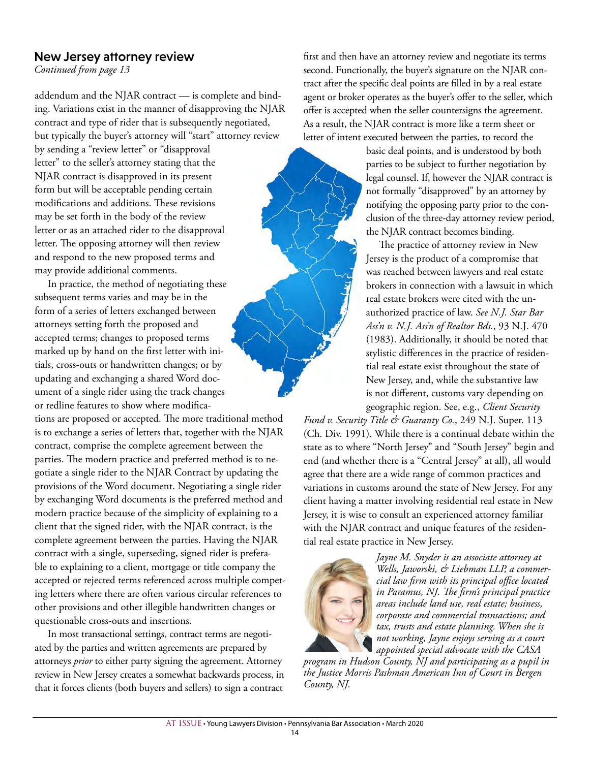## New Jersey attorney review

*Continued from page 13*

addendum and the NJAR contract — is complete and binding. Variations exist in the manner of disapproving the NJAR contract and type of rider that is subsequently negotiated, but typically the buyer's attorney will "start" attorney review by sending a "review letter" or "disapproval letter" to the seller's attorney stating that the NJAR contract is disapproved in its present form but will be acceptable pending certain modifications and additions. These revisions may be set forth in the body of the review letter or as an attached rider to the disapproval letter. The opposing attorney will then review and respond to the new proposed terms and may provide additional comments.

In practice, the method of negotiating these subsequent terms varies and may be in the form of a series of letters exchanged between attorneys setting forth the proposed and accepted terms; changes to proposed terms marked up by hand on the first letter with initials, cross-outs or handwritten changes; or by updating and exchanging a shared Word document of a single rider using the track changes or redline features to show where modifications are proposed or accepted. The more traditional method is to exchange a series of letters that, together with the NJAR contract, comprise the complete agreement between the parties. The modern practice and preferred method is to negotiate a single rider to the NJAR Contract by updating the provisions of the Word document. Negotiating a single rider by exchanging Word documents is the preferred method and modern practice because of the simplicity of explaining to a client that the signed rider, with the NJAR contract, is the complete agreement between the parties. Having the NJAR contract with a single, superseding, signed rider is preferable to explaining to a client, mortgage or title company the accepted or rejected terms referenced across multiple competing letters where there are often various circular references to other provisions and other illegible handwritten changes or questionable cross-outs and insertions.

In most transactional settings, contract terms are negotiated by the parties and written agreements are prepared by attorneys *prior* to either party signing the agreement. Attorney review in New Jersey creates a somewhat backwards process, in that it forces clients (both buyers and sellers) to sign a contract first and then have an attorney review and negotiate its terms second. Functionally, the buyer's signature on the NJAR contract after the specific deal points are filled in by a real estate agent or broker operates as the buyer's offer to the seller, which offer is accepted when the seller countersigns the agreement. As a result, the NJAR contract is more like a term sheet or letter of intent executed between the parties, to record the basic deal points, and is understood by both parties to be subject to further negotiation by legal counsel. If, however the NJAR contract is not formally "disapproved" by an attorney by notifying the opposing party prior to the conclusion of the three-day attorney review period, the NJAR contract becomes binding.

The practice of attorney review in New Jersey is the product of a compromise that was reached between lawyers and real estate brokers in connection with a lawsuit in which real estate brokers were cited with the unauthorized practice of law. *See N.J. Star Bar Ass'n v. N.J. Ass'n of Realtor Bds.*, 93 N.J. 470 (1983). Additionally, it should be noted that stylistic differences in the practice of residential real estate exist throughout the state of New Jersey, and, while the substantive law is not different, customs vary depending on geographic region. See, e.g., *Client Security Fund v. Security Title & Guaranty Co.*, 249 N.J. Super. 113 (Ch. Div. 1991). While there is a continual debate within the state as to where "North Jersey" and "South Jersey" begin and end (and whether there is a "Central Jersey" at all), all would agree that there are a wide range of common practices and variations in customs around the state of New Jersey. For any client having a matter involving residential real estate in New Jersey, it is wise to consult an experienced attorney familiar with the NJAR contract and unique features of the residential real estate practice in New Jersey.

*Jayne M. Snyder is an associate attorney at Wells, Jaworski, & Liebman LLP, a commercial law firm with its principal office located in Paramus, NJ. The firm's principal practice areas include land use, real estate; business, corporate and commercial transactions; and tax, trusts and estate planning. When she is not working, Jayne enjoys serving as a court appointed special advocate with the CASA program in Hudson County, NJ and participating as a pupil in the Justice Morris Pashman American Inn of Court in Bergen County, NJ.*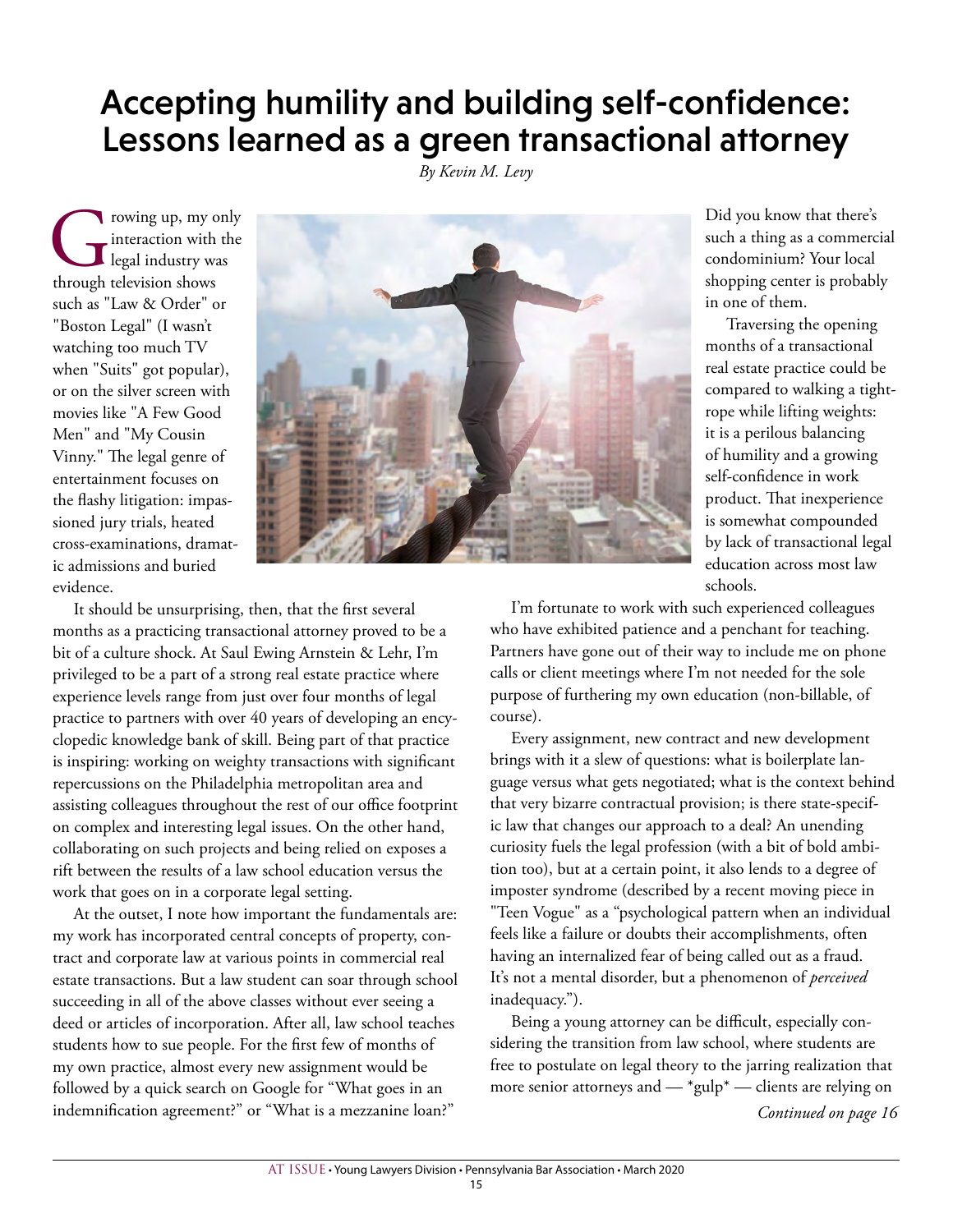# Accepting humility and building self-confidence: Lessons learned as a green transactional attorney

*By Kevin M. Levy*

Growing up, my only interaction with the legal industry was through television shows such as "Law & Order" or "Boston Legal" (I wasn't watching too much TV when "Suits" got popular), or on the silver screen with movies like "A Few Good Men" and "My Cousin Vinny." The legal genre of entertainment focuses on the flashy litigation: impassioned jury trials, heated cross-examinations, dramatic admissions and buried evidence.

It should be unsurprising, then, that the first several months as a practicing transactional attorney proved to be a bit of a culture shock. At Saul Ewing Arnstein & Lehr, I'm privileged to be a part of a strong real estate practice where experience levels range from just over four months of legal practice to partners with over 40 years of developing an encyclopedic knowledge bank of skill. Being part of that practice is inspiring: working on weighty transactions with significant repercussions on the Philadelphia metropolitan area and assisting colleagues throughout the rest of our office footprint on complex and interesting legal issues. On the other hand, collaborating on such projects and being relied on exposes a rift between the results of a law school education versus the work that goes on in a corporate legal setting.

At the outset, I note how important the fundamentals are: my work has incorporated central concepts of property, contract and corporate law at various points in commercial real estate transactions. But a law student can soar through school succeeding in all of the above classes without ever seeing a deed or articles of incorporation. After all, law school teaches students how to sue people. For the first few of months of my own practice, almost every new assignment would be followed by a quick search on Google for "What goes in an indemnification agreement?" or "What is a mezzanine loan?"

Did you know that there's such a thing as a commercial condominium? Your local shopping center is probably in one of them.

Traversing the opening months of a transactional real estate practice could be compared to walking a tightrope while lifting weights: it is a perilous balancing of humility and a growing self-confidence in work product. That inexperience is somewhat compounded by lack of transactional legal education across most law schools.

I'm fortunate to work with such experienced colleagues who have exhibited patience and a penchant for teaching. Partners have gone out of their way to include me on phone calls or client meetings where I'm not needed for the sole purpose of furthering my own education (non-billable, of course).

Every assignment, new contract and new development brings with it a slew of questions: what is boilerplate language versus what gets negotiated; what is the context behind that very bizarre contractual provision; is there state-specific law that changes our approach to a deal? An unending curiosity fuels the legal profession (with a bit of bold ambition too), but at a certain point, it also lends to a degree of imposter syndrome (described by a recent moving piece in "Teen Vogue" as a "psychological pattern when an individual feels like a failure or doubts their accomplishments, often having an internalized fear of being called out as a fraud. It's not a mental disorder, but a phenomenon of *perceived* inadequacy.").

Being a young attorney can be difficult, especially considering the transition from law school, where students are free to postulate on legal theory to the jarring realization that more senior attorneys and — *gulp* — clients are relying on

*Continued on page 16*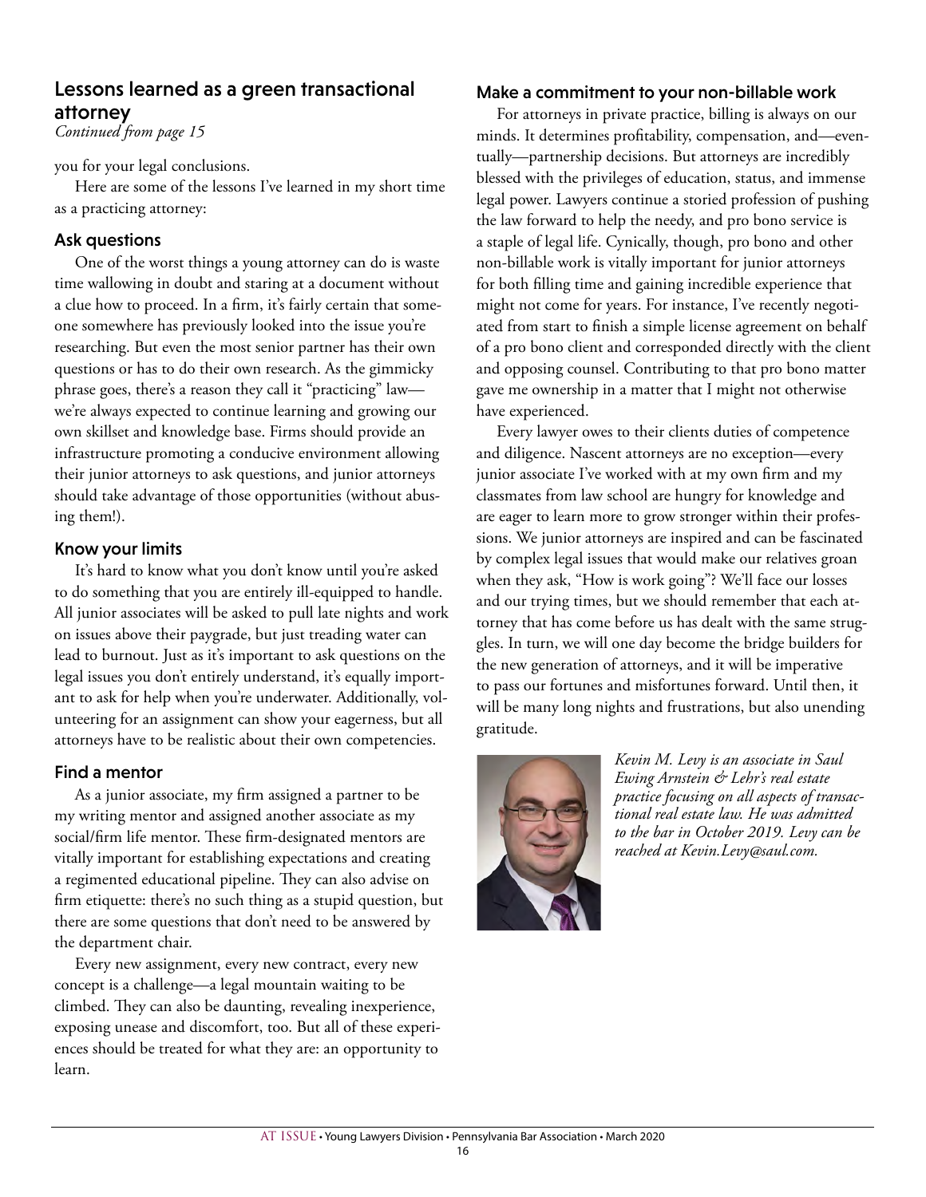## Lessons learned as a green transactional attorney

*Continued from page 15*

you for your legal conclusions.

Here are some of the lessons I've learned in my short time as a practicing attorney:

### Ask questions

One of the worst things a young attorney can do is waste time wallowing in doubt and staring at a document without a clue how to proceed. In a firm, it's fairly certain that someone somewhere has previously looked into the issue you're researching. But even the most senior partner has their own questions or has to do their own research. As the gimmicky phrase goes, there's a reason they call it "practicing" law—we're always expected to continue learning and growing our own skillset and knowledge base. Firms should provide an infrastructure promoting a conducive environment allowing their junior attorneys to ask questions, and junior attorneys should take advantage of those opportunities (without abusing them!).

### Know your limits

It's hard to know what you don't know until you're asked to do something that you are entirely ill-equipped to handle. All junior associates will be asked to pull late nights and work on issues above their paygrade, but just treading water can lead to burnout. Just as it's important to ask questions on the legal issues you don't entirely understand, it's equally important to ask for help when you're underwater. Additionally, volunteering for an assignment can show your eagerness, but all attorneys have to be realistic about their own competencies.

### Find a mentor

As a junior associate, my firm assigned a partner to be my writing mentor and assigned another associate as my social/firm life mentor. These firm-designated mentors are vitally important for establishing expectations and creating a regimented educational pipeline. They can also advise on firm etiquette: there's no such thing as a stupid question, but there are some questions that don't need to be answered by the department chair.

Every new assignment, every new contract, every new concept is a challenge—a legal mountain waiting to be climbed. They can also be daunting, revealing inexperience, exposing unease and discomfort, too. But all of these experiences should be treated for what they are: an opportunity to learn.

### Make a commitment to your non-billable work

For attorneys in private practice, billing is always on our minds. It determines profitability, compensation, and—eventually—partnership decisions. But attorneys are incredibly blessed with the privileges of education, status, and immense legal power. Lawyers continue a storied profession of pushing the law forward to help the needy, and pro bono service is a staple of legal life. Cynically, though, pro bono and other non-billable work is vitally important for junior attorneys for both filling time and gaining incredible experience that might not come for years. For instance, I've recently negotiated from start to finish a simple license agreement on behalf of a pro bono client and corresponded directly with the client and opposing counsel. Contributing to that pro bono matter gave me ownership in a matter that I might not otherwise have experienced.

Every lawyer owes to their clients duties of competence and diligence. Nascent attorneys are no exception—every junior associate I've worked with at my own firm and my classmates from law school are hungry for knowledge and are eager to learn more to grow stronger within their professions. We junior attorneys are inspired and can be fascinated by complex legal issues that would make our relatives groan when they ask, "How is work going"? We'll face our losses and our trying times, but we should remember that each attorney that has come before us has dealt with the same struggles. In turn, we will one day become the bridge builders for the new generation of attorneys, and it will be imperative to pass our fortunes and misfortunes forward. Until then, it will be many long nights and frustrations, but also unending gratitude.

*Kevin M. Levy is an associate in Saul Ewing Arnstein & Lehr's real estate practice focusing on all aspects of transactional real estate law. He was admitted to the bar in October 2019. Levy can be reached at Kevin.Levy@saul.com.*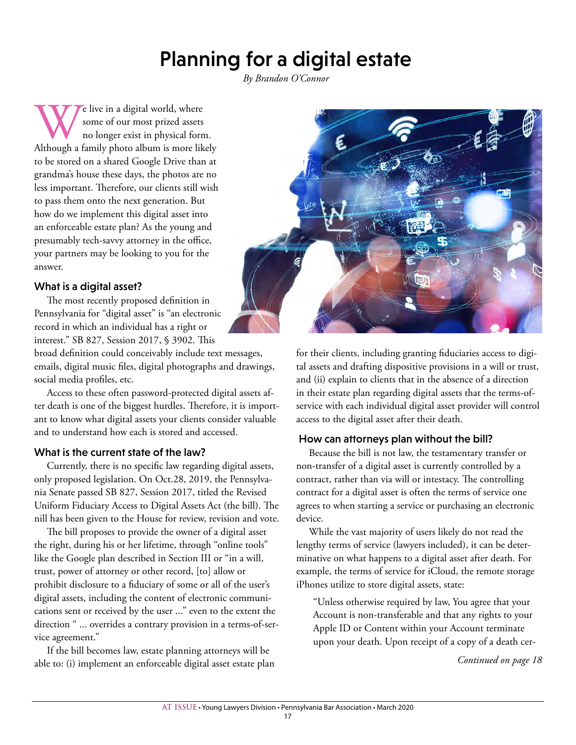# Planning for a digital estate

*By Brandon O'Connor*

We live in a digital world, where some of our most prized assets no longer exist in physical form. Although a family photo album is more likely to be stored on a shared Google Drive than at grandma's house these days, the photos are no less important. Therefore, our clients still wish to pass them onto the next generation. But how do we implement this digital asset into an enforceable estate plan? As the young and presumably tech-savvy attorney in the office, your partners may be looking to you for the answer.

### What is a digital asset?

The most recently proposed definition in Pennsylvania for "digital asset" is "an electronic record in which an individual has a right or interest." SB 827, Session 2017, § 3902. This broad definition could conceivably include text messages, emails, digital music files, digital photographs and drawings, social media profiles, etc.

Access to these often password-protected digital assets after death is one of the biggest hurdles. Therefore, it is important to know what digital assets your clients consider valuable and to understand how each is stored and accessed.

### What is the current state of the law?

Currently, there is no specific law regarding digital assets, only proposed legislation. On Oct.28, 2019, the Pennsylvania Senate passed SB 827, Session 2017, titled the Revised Uniform Fiduciary Access to Digital Assets Act (the bill). The nill has been given to the House for review, revision and vote.

The bill proposes to provide the owner of a digital asset the right, during his or her lifetime, through "online tools" like the Google plan described in Section III or "in a will, trust, power of attorney or other record, [to] allow or prohibit disclosure to a fiduciary of some or all of the user's digital assets, including the content of electronic communications sent or received by the user ..." even to the extent the direction " ... overrides a contrary provision in a terms-of-service agreement."

If the bill becomes law, estate planning attorneys will be able to: (i) implement an enforceable digital asset estate plan for their clients, including granting fiduciaries access to digital assets and drafting dispositive provisions in a will or trust, and (ii) explain to clients that in the absence of a direction in their estate plan regarding digital assets that the terms-of-service with each individual digital asset provider will control access to the digital asset after their death.

### How can attorneys plan without the bill?

Because the bill is not law, the testamentary transfer or non-transfer of a digital asset is currently controlled by a contract, rather than via will or intestacy. The controlling contract for a digital asset is often the terms of service one agrees to when starting a service or purchasing an electronic device.

While the vast majority of users likely do not read the lengthy terms of service (lawyers included), it can be determinative on what happens to a digital asset after death. For example, the terms of service for iCloud, the remote storage iPhones utilize to store digital assets, state:

> "Unless otherwise required by law, You agree that your Account is non-transferable and that any rights to your Apple ID or Content within your Account terminate upon your death. Upon receipt of a copy of a death cer-

*Continued on page 18*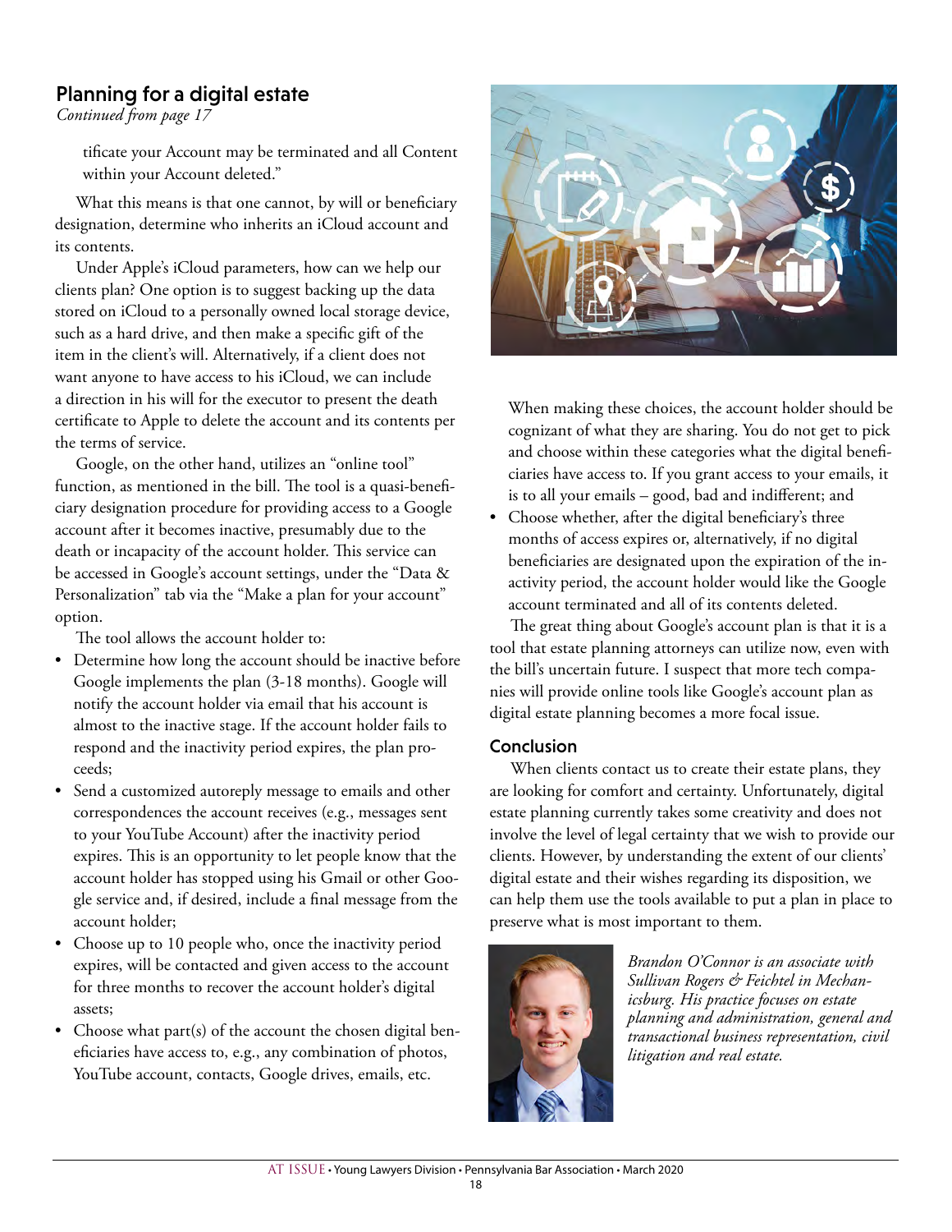## Planning for a digital estate

*Continued from page 17*

> tificate your Account may be terminated and all Content within your Account deleted."

What this means is that one cannot, by will or beneficiary designation, determine who inherits an iCloud account and its contents.

Under Apple's iCloud parameters, how can we help our clients plan? One option is to suggest backing up the data stored on iCloud to a personally owned local storage device, such as a hard drive, and then make a specific gift of the item in the client's will. Alternatively, if a client does not want anyone to have access to his iCloud, we can include a direction in his will for the executor to present the death certificate to Apple to delete the account and its contents per the terms of service.

Google, on the other hand, utilizes an "online tool" function, as mentioned in the bill. The tool is a quasi-beneficiary designation procedure for providing access to a Google account after it becomes inactive, presumably due to the death or incapacity of the account holder. This service can be accessed in Google's account settings, under the "Data & Personalization" tab via the "Make a plan for your account" option.

The tool allows the account holder to:

- Determine how long the account should be inactive before Google implements the plan (3-18 months). Google will notify the account holder via email that his account is almost to the inactive stage. If the account holder fails to respond and the inactivity period expires, the plan proceeds;
- Send a customized autoreply message to emails and other correspondences the account receives (e.g., messages sent to your YouTube Account) after the inactivity period expires. This is an opportunity to let people know that the account holder has stopped using his Gmail or other Google service and, if desired, include a final message from the account holder;
- Choose up to 10 people who, once the inactivity period expires, will be contacted and given access to the account for three months to recover the account holder's digital assets;
- Choose what part(s) of the account the chosen digital beneficiaries have access to, e.g., any combination of photos, YouTube account, contacts, Google drives, emails, etc.

  When making these choices, the account holder should be cognizant of what they are sharing. You do not get to pick and choose within these categories what the digital beneficiaries have access to. If you grant access to your emails, it is to all your emails – good, bad and indifferent; and
- Choose whether, after the digital beneficiary's three months of access expires or, alternatively, if no digital beneficiaries are designated upon the expiration of the inactivity period, the account holder would like the Google account terminated and all of its contents deleted.

The great thing about Google's account plan is that it is a tool that estate planning attorneys can utilize now, even with the bill's uncertain future. I suspect that more tech companies will provide online tools like Google's account plan as digital estate planning becomes a more focal issue.

### Conclusion

When clients contact us to create their estate plans, they are looking for comfort and certainty. Unfortunately, digital estate planning currently takes some creativity and does not involve the level of legal certainty that we wish to provide our clients. However, by understanding the extent of our clients' digital estate and their wishes regarding its disposition, we can help them use the tools available to put a plan in place to preserve what is most important to them.

*Brandon O'Connor is an associate with Sullivan Rogers & Feichtel in Mechanicsburg. His practice focuses on estate planning and administration, general and transactional business representation, civil litigation and real estate.*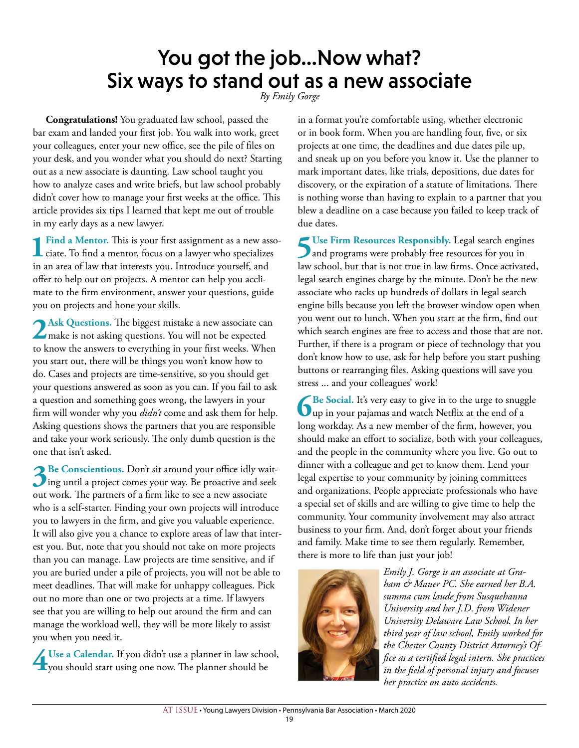# You got the job...Now what? Six ways to stand out as a new associate

*By Emily Gorge*

**Congratulations!** You graduated law school, passed the bar exam and landed your first job. You walk into work, greet your colleagues, enter your new office, see the pile of files on your desk, and you wonder what you should do next? Starting out as a new associate is daunting. Law school taught you how to analyze cases and write briefs, but law school probably didn't cover how to manage your first weeks at the office. This article provides six tips I learned that kept me out of trouble in my early days as a new lawyer.

**1 Find a Mentor.** This is your first assignment as a new associate. To find a mentor, focus on a lawyer who specializes in an area of law that interests you. Introduce yourself, and offer to help out on projects. A mentor can help you acclimate to the firm environment, answer your questions, guide you on projects and hone your skills.

**2 Ask Questions.** The biggest mistake a new associate can make is not asking questions. You will not be expected to know the answers to everything in your first weeks. When you start out, there will be things you won't know how to do. Cases and projects are time-sensitive, so you should get your questions answered as soon as you can. If you fail to ask a question and something goes wrong, the lawyers in your firm will wonder why you *didn't* come and ask them for help. Asking questions shows the partners that you are responsible and take your work seriously. The only dumb question is the one that isn't asked.

**3 Be Conscientious.** Don't sit around your office idly waiting until a project comes your way. Be proactive and seek out work. The partners of a firm like to see a new associate who is a self-starter. Finding your own projects will introduce you to lawyers in the firm, and give you valuable experience. It will also give you a chance to explore areas of law that interest you. But, note that you should not take on more projects than you can manage. Law projects are time sensitive, and if you are buried under a pile of projects, you will not be able to meet deadlines. That will make for unhappy colleagues. Pick out no more than one or two projects at a time. If lawyers see that you are willing to help out around the firm and can manage the workload well, they will be more likely to assist you when you need it.

**4 Use a Calendar.** If you didn't use a planner in law school, you should start using one now. The planner should be in a format you're comfortable using, whether electronic or in book form. When you are handling four, five, or six projects at one time, the deadlines and due dates pile up, and sneak up on you before you know it. Use the planner to mark important dates, like trials, depositions, due dates for discovery, or the expiration of a statute of limitations. There is nothing worse than having to explain to a partner that you blew a deadline on a case because you failed to keep track of due dates.

**5 Use Firm Resources Responsibly.** Legal search engines and programs were probably free resources for you in law school, but that is not true in law firms. Once activated, legal search engines charge by the minute. Don't be the new associate who racks up hundreds of dollars in legal search engine bills because you left the browser window open when you went out to lunch. When you start at the firm, find out which search engines are free to access and those that are not. Further, if there is a program or piece of technology that you don't know how to use, ask for help before you start pushing buttons or rearranging files. Asking questions will save you stress ... and your colleagues' work!

**6 Be Social.** It's very easy to give in to the urge to snuggle up in your pajamas and watch Netflix at the end of a long workday. As a new member of the firm, however, you should make an effort to socialize, both with your colleagues, and the people in the community where you live. Go out to dinner with a colleague and get to know them. Lend your legal expertise to your community by joining committees and organizations. People appreciate professionals who have a special set of skills and are willing to give time to help the community. Your community involvement may also attract business to your firm. And, don't forget about your friends and family. Make time to see them regularly. Remember, there is more to life than just your job!

*Emily J. Gorge is an associate at Graham & Mauer PC. She earned her B.A. summa cum laude from Susquehanna University and her J.D. from Widener University Delaware Law School. In her third year of law school, Emily worked for the Chester County District Attorney's Office as a certified legal intern. She practices in the field of personal injury and focuses her practice on auto accidents.*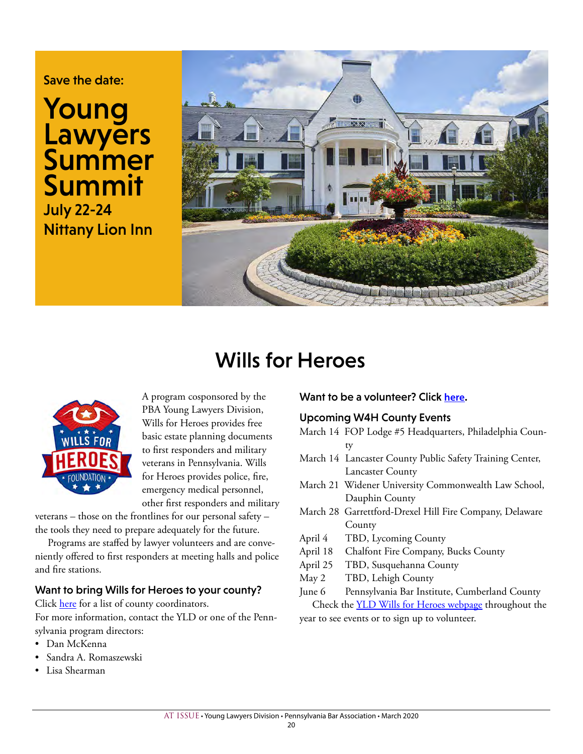Save the date:

# Young Lawyers Summer Summit

**July 22-24**
**Nittany Lion Inn**

# Wills for Heroes

A program cosponsored by the PBA Young Lawyers Division, Wills for Heroes provides free basic estate planning documents to first responders and military veterans in Pennsylvania. Wills for Heroes provides police, fire, emergency medical personnel, other first responders and military veterans – those on the frontlines for our personal safety – the tools they need to prepare adequately for the future.

Programs are staffed by lawyer volunteers and are conveniently offered to first responders at meeting halls and police and fire stations.

### Want to bring Wills for Heroes to your county?

Click here for a list of county coordinators.

For more information, contact the YLD or one of the Pennsylvania program directors:

- Dan McKenna
- Sandra A. Romaszewski
- Lisa Shearman

### Want to be a volunteer? Click here.

### Upcoming W4H County Events

| | |
|---|---|
| March 14 | FOP Lodge #5 Headquarters, Philadelphia County |
| March 14 | Lancaster County Public Safety Training Center, Lancaster County |
| March 21 | Widener University Commonwealth Law School, Dauphin County |
| March 28 | Garrettford-Drexel Hill Fire Company, Delaware County |
| April 4 | TBD, Lycoming County |
| April 18 | Chalfont Fire Company, Bucks County |
| April 25 | TBD, Susquehanna County |
| May 2 | TBD, Lehigh County |
| June 6 | Pennsylvania Bar Institute, Cumberland County |

Check the YLD Wills for Heroes webpage throughout the year to see events or to sign up to volunteer.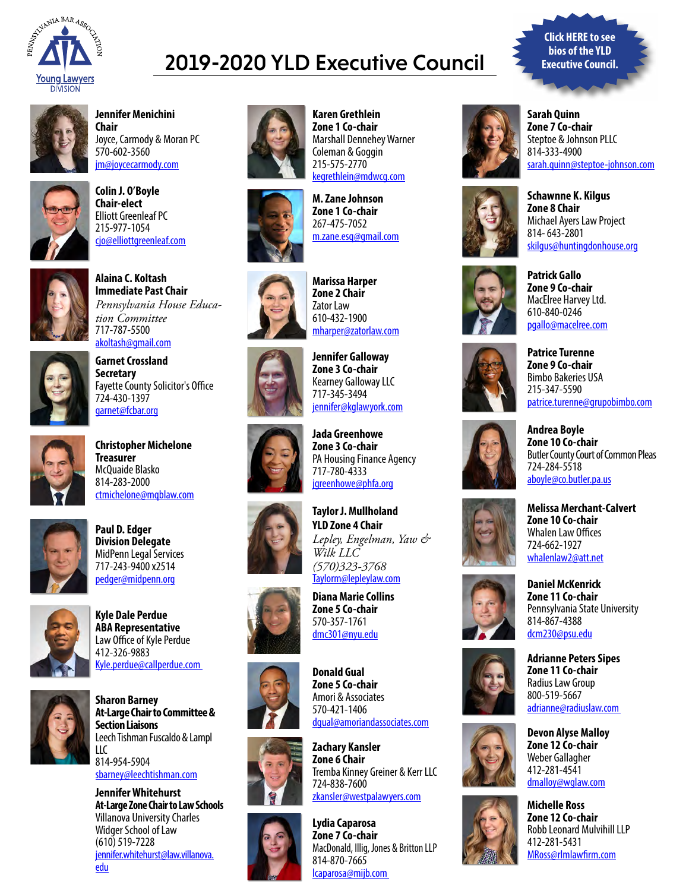# 2019-2020 YLD Executive Council

Click HERE to see bios of the YLD Executive Council.

**Jennifer Menichini**
**Chair**
Joyce, Carmody & Moran PC
570-602-3560
jm@joycecarmody.com

**Colin J. O'Boyle**
**Chair-elect**
Elliott Greenleaf PC
215-977-1054
cjo@elliottgreenleaf.com

**Alaina C. Koltash**
**Immediate Past Chair**
*Pennsylvania House Education Committee*
717-787-5500
akoltash@gmail.com

**Garnet Crossland**
**Secretary**
Fayette County Solicitor's Office
724-430-1397
garnet@fcbar.org

**Christopher Michelone**
**Treasurer**
McQuaide Blasko
814-283-2000
ctmichelone@mqblaw.com

**Paul D. Edger**
**Division Delegate**
MidPenn Legal Services
717-243-9400 x2514
pedger@midpenn.org

**Kyle Dale Perdue**
**ABA Representative**
Law Office of Kyle Perdue
412-326-9883
Kyle.perdue@callperdue.com

**Sharon Barney**
**At-Large Chair to Committee & Section Liaisons**
Leech Tishman Fuscaldo & Lampl LLC
814-954-5904
sbarney@leechtishman.com

**Jennifer Whitehurst**
**At-Large Zone Chair to Law Schools**
Villanova University Charles Widger School of Law
(610) 519-7228
jennifer.whitehurst@law.villanova.edu

**Karen Grethlein**
**Zone 1 Co-chair**
Marshall Dennehey Warner Coleman & Goggin
215-575-2770
kegrethlein@mdwcg.com

**M. Zane Johnson**
**Zone 1 Co-chair**
267-475-7052
m.zane.esq@gmail.com

**Marissa Harper**
**Zone 2 Chair**
Zator Law
610-432-1900
mharper@zatorlaw.com

**Jennifer Galloway**
**Zone 3 Co-chair**
Kearney Galloway LLC
717-345-3494
jennifer@kglawyork.com

**Jada Greenhowe**
**Zone 3 Co-chair**
PA Housing Finance Agency
717-780-4333
jgreenhowe@phfa.org

**Taylor J. Mullholand**
**YLD Zone 4 Chair**
*Lepley, Engelman, Yaw & Wilk LLC*
*(570)323-3768*
Taylorm@lepleylaw.com

**Diana Marie Collins**
**Zone 5 Co-chair**
570-357-1761
dmc301@nyu.edu

**Donald Gual**
**Zone 5 Co-chair**
Amori & Associates
570-421-1406
dgual@amoriandassociates.com

**Zachary Kansler**
**Zone 6 Chair**
Tremba Kinney Greiner & Kerr LLC
724-838-7600
zkansler@westpalawyers.com

**Lydia Caparosa**
**Zone 7 Co-chair**
MacDonald, Illig, Jones & Britton LLP
814-870-7665
lcaparosa@mijb.com

**Sarah Quinn**
**Zone 7 Co-chair**
Steptoe & Johnson PLLC
814-333-4900
sarah.quinn@steptoe-johnson.com

**Schawnne K. Kilgus**
**Zone 8 Chair**
Michael Ayers Law Project
814- 643-2801
skilgus@huntingdonhouse.org

**Patrick Gallo**
**Zone 9 Co-chair**
MacElree Harvey Ltd.
610-840-0246
pgallo@macelree.com

**Patrice Turenne**
**Zone 9 Co-chair**
Bimbo Bakeries USA
215-347-5590
patrice.turenne@grupobimbo.com

**Andrea Boyle**
**Zone 10 Co-chair**
Butler County Court of Common Pleas
724-284-5518
aboyle@co.butler.pa.us

**Melissa Merchant-Calvert**
**Zone 10 Co-chair**
Whalen Law Offices
724-662-1927
whalenlaw2@att.net

**Daniel McKenrick**
**Zone 11 Co-chair**
Pennsylvania State University
814-867-4388
dcm230@psu.edu

**Adrianne Peters Sipes**
**Zone 11 Co-chair**
Radius Law Group
800-519-5667
adrianne@radiuslaw.com

**Devon Alyse Malloy**
**Zone 12 Co-chair**
Weber Gallagher
412-281-4541
dmalloy@wglaw.com

**Michelle Ross**
**Zone 12 Co-chair**
Robb Leonard Mulvihill LLP
412-281-5431
MRoss@rlmlawfirm.com